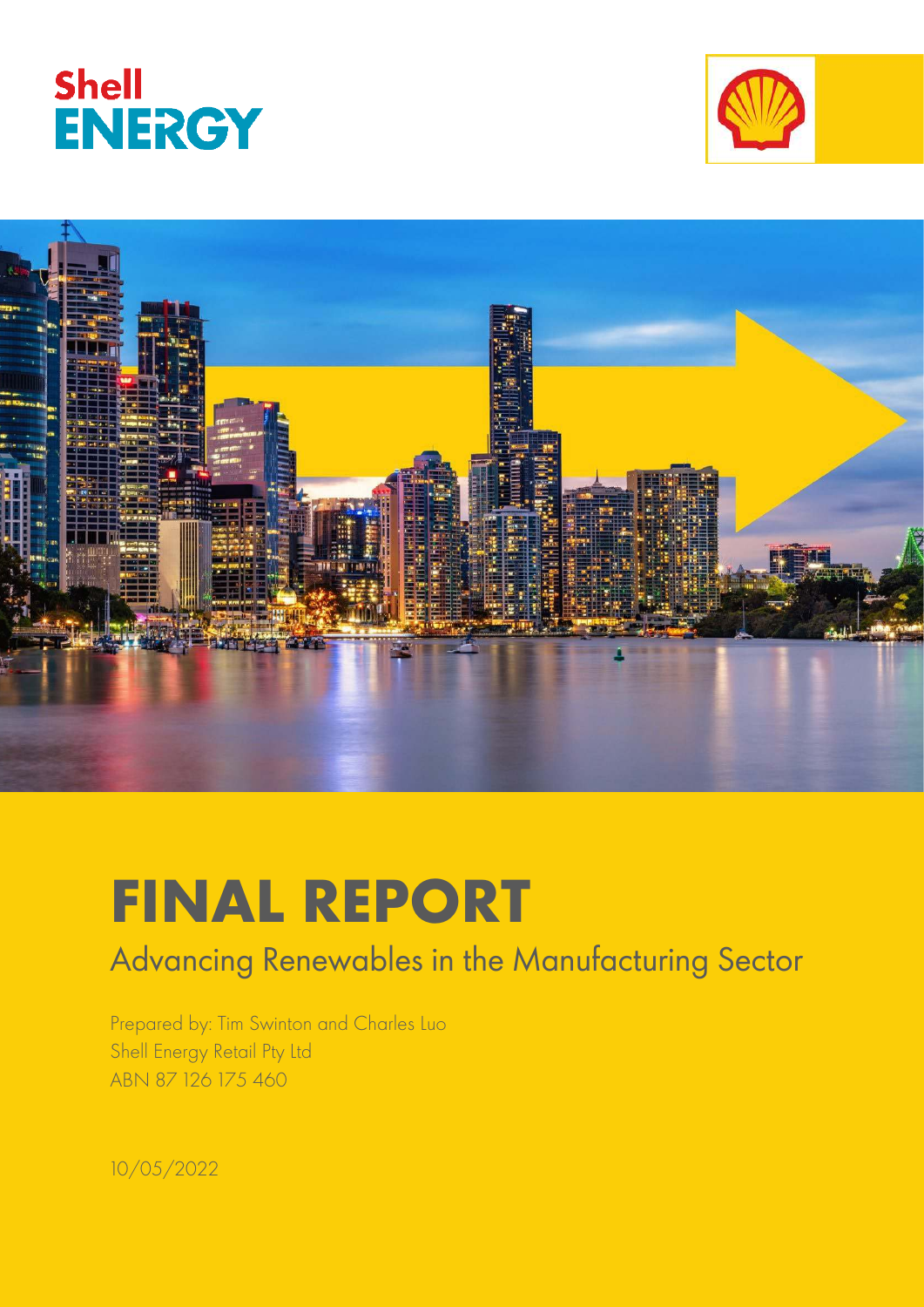Shell ENERGY

# FINAL REPORT

## Advancing Renewables in the Manufacturing Sector

Prepared by: Tim Swinton and Charles Luo
Shell Energy Retail Pty Ltd
ABN 87 126 175 460

10/05/2022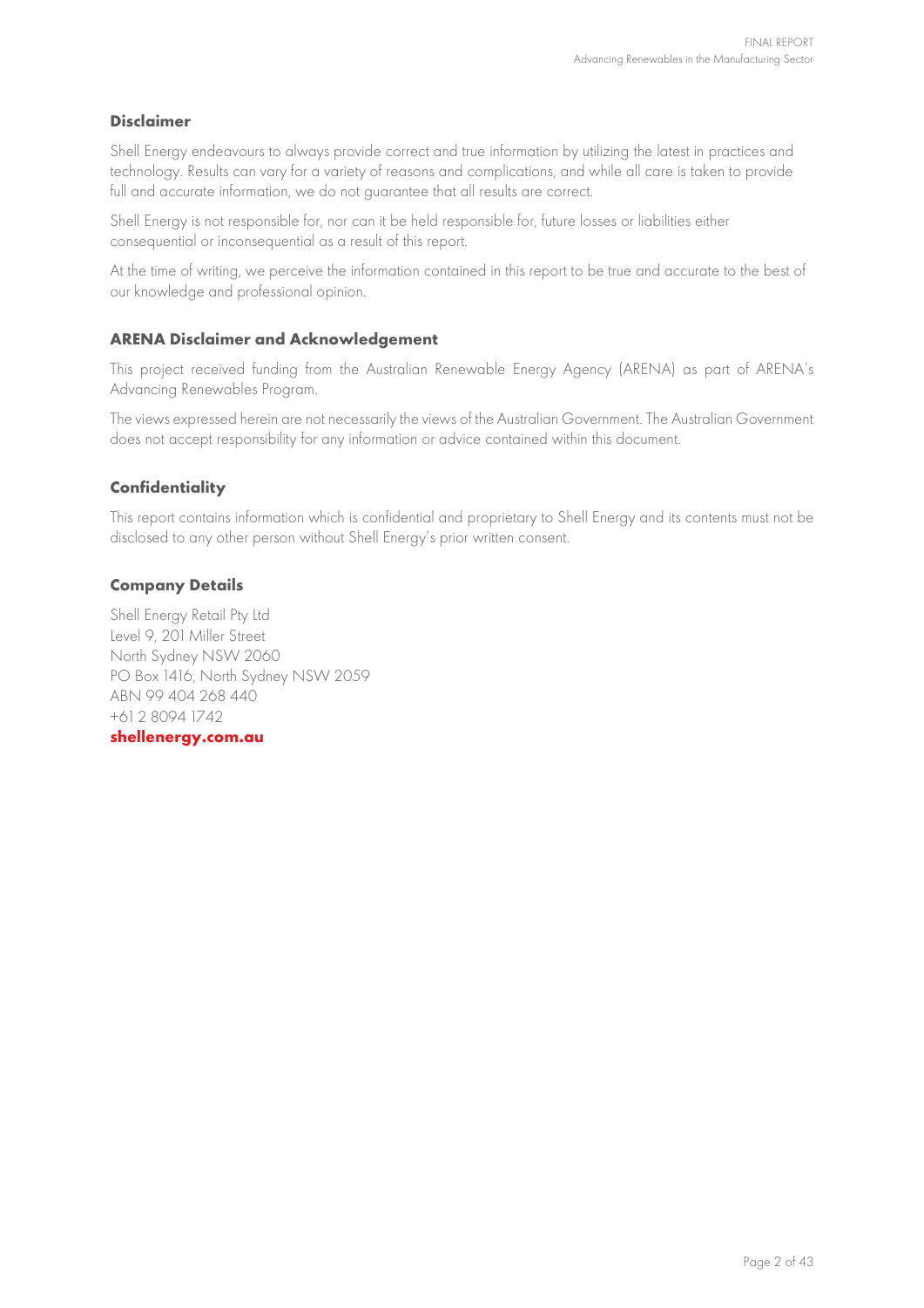## Disclaimer

Shell Energy endeavours to always provide correct and true information by utilizing the latest in practices and technology. Results can vary for a variety of reasons and complications, and while all care is taken to provide full and accurate information, we do not guarantee that all results are correct.

Shell Energy is not responsible for, nor can it be held responsible for, future losses or liabilities either consequential or inconsequential as a result of this report.

At the time of writing, we perceive the information contained in this report to be true and accurate to the best of our knowledge and professional opinion.

## ARENA Disclaimer and Acknowledgement

This project received funding from the Australian Renewable Energy Agency (ARENA) as part of ARENA's Advancing Renewables Program.

The views expressed herein are not necessarily the views of the Australian Government. The Australian Government does not accept responsibility for any information or advice contained within this document.

## Confidentiality

This report contains information which is confidential and proprietary to Shell Energy and its contents must not be disclosed to any other person without Shell Energy's prior written consent.

## Company Details

Shell Energy Retail Pty Ltd
Level 9, 201 Miller Street
North Sydney NSW 2060
PO Box 1416, North Sydney NSW 2059
ABN 99 404 268 440
+61 2 8094 1742
**shellenergy.com.au**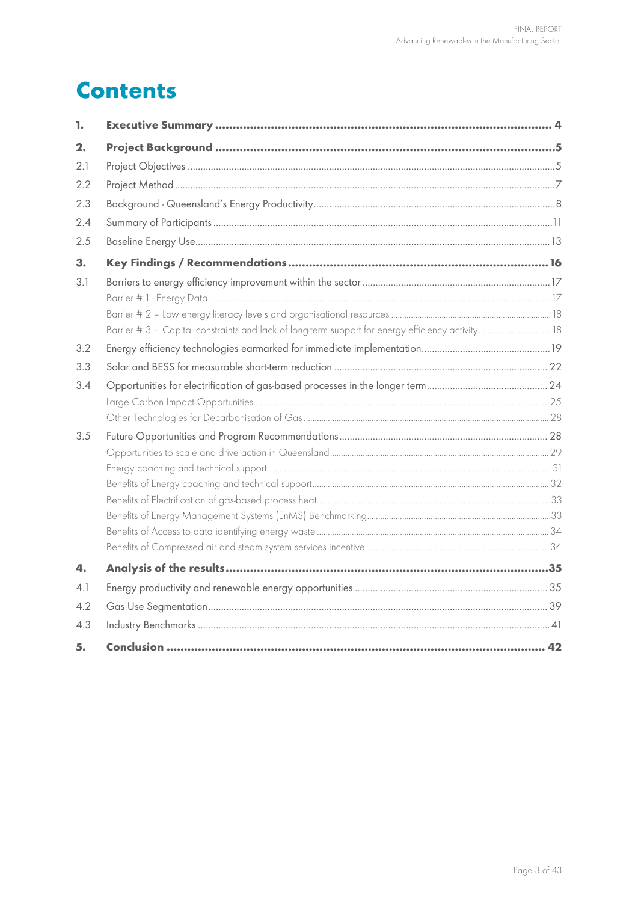# Contents

| | | |
|---|---|---|
| **1.** | **Executive Summary** | **4** |
| **2.** | **Project Background** | **5** |
| 2.1 | Project Objectives | 5 |
| 2.2 | Project Method | 7 |
| 2.3 | Background - Queensland's Energy Productivity | 8 |
| 2.4 | Summary of Participants | 11 |
| 2.5 | Baseline Energy Use | 13 |
| **3.** | **Key Findings / Recommendations** | **16** |
| 3.1 | Barriers to energy efficiency improvement within the sector | 17 |
| | Barrier # 1 - Energy Data | 17 |
| | Barrier # 2 – Low energy literacy levels and organisational resources | 18 |
| | Barrier # 3 – Capital constraints and lack of long-term support for energy efficiency activity | 18 |
| 3.2 | Energy efficiency technologies earmarked for immediate implementation | 19 |
| 3.3 | Solar and BESS for measurable short-term reduction | 22 |
| 3.4 | Opportunities for electrification of gas-based processes in the longer term | 24 |
| | Large Carbon Impact Opportunities | 25 |
| | Other Technologies for Decarbonisation of Gas | 28 |
| 3.5 | Future Opportunities and Program Recommendations | 28 |
| | Opportunities to scale and drive action in Queensland | 29 |
| | Energy coaching and technical support | 31 |
| | Benefits of Energy coaching and technical support | 32 |
| | Benefits of Electrification of gas-based process heat | 33 |
| | Benefits of Energy Management Systems (EnMS) Benchmarking | 33 |
| | Benefits of Access to data identifying energy waste | 34 |
| | Benefits of Compressed air and steam system services incentive | 34 |
| **4.** | **Analysis of the results** | **35** |
| 4.1 | Energy productivity and renewable energy opportunities | 35 |
| 4.2 | Gas Use Segmentation | 39 |
| 4.3 | Industry Benchmarks | 41 |
| **5.** | **Conclusion** | **42** |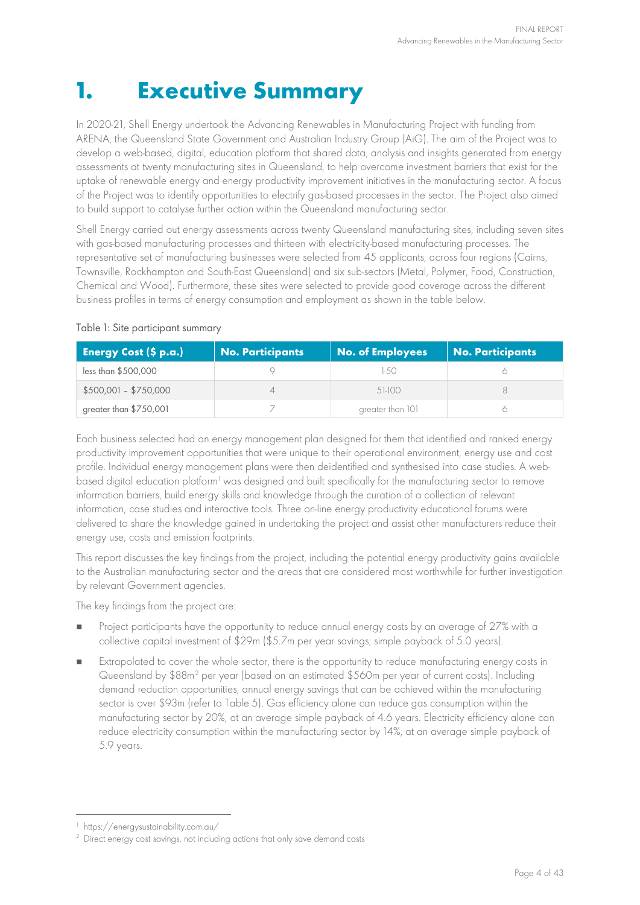# 1. Executive Summary

In 2020-21, Shell Energy undertook the Advancing Renewables in Manufacturing Project with funding from ARENA, the Queensland State Government and Australian Industry Group (AiG). The aim of the Project was to develop a web-based, digital, education platform that shared data, analysis and insights generated from energy assessments at twenty manufacturing sites in Queensland, to help overcome investment barriers that exist for the uptake of renewable energy and energy productivity improvement initiatives in the manufacturing sector. A focus of the Project was to identify opportunities to electrify gas-based processes in the sector. The Project also aimed to build support to catalyse further action within the Queensland manufacturing sector.

Shell Energy carried out energy assessments across twenty Queensland manufacturing sites, including seven sites with gas-based manufacturing processes and thirteen with electricity-based manufacturing processes. The representative set of manufacturing businesses were selected from 45 applicants, across four regions (Cairns, Townsville, Rockhampton and South-East Queensland) and six sub-sectors (Metal, Polymer, Food, Construction, Chemical and Wood). Furthermore, these sites were selected to provide good coverage across the different business profiles in terms of energy consumption and employment as shown in the table below.

Table 1: Site participant summary

| Energy Cost ($ p.a.) | No. Participants | No. of Employees | No. Participants |
|---|---|---|---|
| less than $500,000 | 9 | 1-50 | 6 |
| $500,001 – $750,000 | 4 | 51-100 | 8 |
| greater than $750,001 | 7 | greater than 101 | 6 |

Each business selected had an energy management plan designed for them that identified and ranked energy productivity improvement opportunities that were unique to their operational environment, energy use and cost profile. Individual energy management plans were then deidentified and synthesised into case studies. A web-based digital education platform[1] was designed and built specifically for the manufacturing sector to remove information barriers, build energy skills and knowledge through the curation of a collection of relevant information, case studies and interactive tools. Three on-line energy productivity educational forums were delivered to share the knowledge gained in undertaking the project and assist other manufacturers reduce their energy use, costs and emission footprints.

This report discusses the key findings from the project, including the potential energy productivity gains available to the Australian manufacturing sector and the areas that are considered most worthwhile for further investigation by relevant Government agencies.

The key findings from the project are:

- Project participants have the opportunity to reduce annual energy costs by an average of 27% with a collective capital investment of $29m ($5.7m per year savings; simple payback of 5.0 years).
- Extrapolated to cover the whole sector, there is the opportunity to reduce manufacturing energy costs in Queensland by $88m[2] per year (based on an estimated $560m per year of current costs). Including demand reduction opportunities, annual energy savings that can be achieved within the manufacturing sector is over $93m (refer to Table 5). Gas efficiency alone can reduce gas consumption within the manufacturing sector by 20%, at an average simple payback of 4.6 years. Electricity efficiency alone can reduce electricity consumption within the manufacturing sector by 14%, at an average simple payback of 5.9 years.

[1] https://energysustainability.com.au/

[2] Direct energy cost savings, not including actions that only save demand costs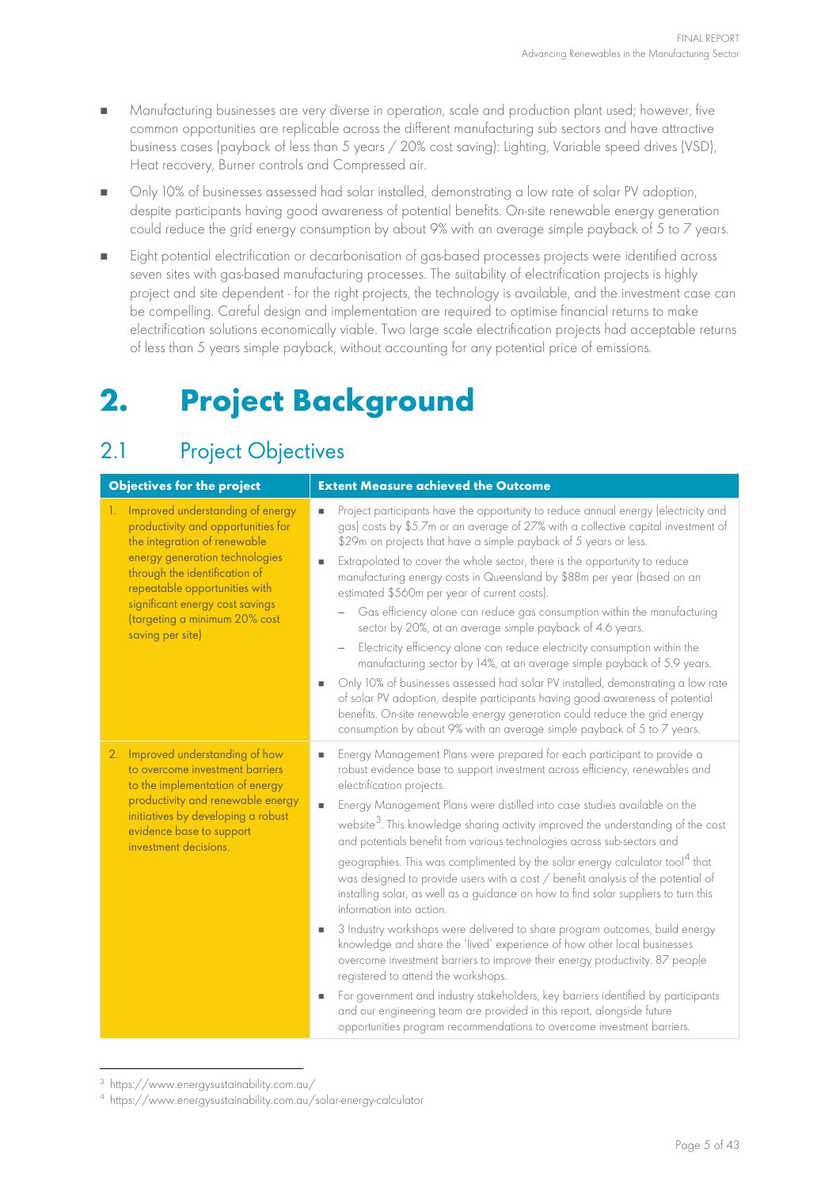- Manufacturing businesses are very diverse in operation, scale and production plant used; however, five common opportunities are replicable across the different manufacturing sub sectors and have attractive business cases (payback of less than 5 years / 20% cost saving): Lighting, Variable speed drives (VSD), Heat recovery, Burner controls and Compressed air.
- Only 10% of businesses assessed had solar installed, demonstrating a low rate of solar PV adoption, despite participants having good awareness of potential benefits. On-site renewable energy generation could reduce the grid energy consumption by about 9% with an average simple payback of 5 to 7 years.
- Eight potential electrification or decarbonisation of gas-based processes projects were identified across seven sites with gas-based manufacturing processes. The suitability of electrification projects is highly project and site dependent - for the right projects, the technology is available, and the investment case can be compelling. Careful design and implementation are required to optimise financial returns to make electrification solutions economically viable. Two large scale electrification projects had acceptable returns of less than 5 years simple payback, without accounting for any potential price of emissions.

# 2. Project Background

## 2.1 Project Objectives

| Objectives for the project | Extent Measure achieved the Outcome |
|---|---|
| 1. Improved understanding of energy productivity and opportunities for the integration of renewable energy generation technologies through the identification of repeatable opportunities with significant energy cost savings (targeting a minimum 20% cost saving per site) | ▪ Project participants have the opportunity to reduce annual energy (electricity and gas) costs by $5.7m or an average of 27% with a collective capital investment of $29m on projects that have a simple payback of 5 years or less.<br>▪ Extrapolated to cover the whole sector, there is the opportunity to reduce manufacturing energy costs in Queensland by $88m per year (based on an estimated $560m per year of current costs).<br>– Gas efficiency alone can reduce gas consumption within the manufacturing sector by 20%, at an average simple payback of 4.6 years.<br>– Electricity efficiency alone can reduce electricity consumption within the manufacturing sector by 14%, at an average simple payback of 5.9 years.<br>▪ Only 10% of businesses assessed had solar PV installed, demonstrating a low rate of solar PV adoption, despite participants having good awareness of potential benefits. On-site renewable energy generation could reduce the grid energy consumption by about 9% with an average simple payback of 5 to 7 years. |
| 2. Improved understanding of how to overcome investment barriers to the implementation of energy productivity and renewable energy initiatives by developing a robust evidence base to support investment decisions. | ▪ Energy Management Plans were prepared for each participant to provide a robust evidence base to support investment across efficiency, renewables and electrification projects.<br>▪ Energy Management Plans were distilled into case studies available on the website[3]. This knowledge sharing activity improved the understanding of the cost and potentials benefit from various technologies across sub-sectors and geographies. This was complimented by the solar energy calculator tool[4] that was designed to provide users with a cost / benefit analysis of the potential of installing solar, as well as a guidance on how to find solar suppliers to turn this information into action.<br>▪ 3 Industry workshops were delivered to share program outcomes, build energy knowledge and share the 'lived' experience of how other local businesses overcome investment barriers to improve their energy productivity. 87 people registered to attend the workshops.<br>▪ For government and industry stakeholders, key barriers identified by participants and our engineering team are provided in this report, alongside future opportunities program recommendations to overcome investment barriers. |

[3] https://www.energysustainability.com.au/

[4] https://www.energysustainability.com.au/solar-energy-calculator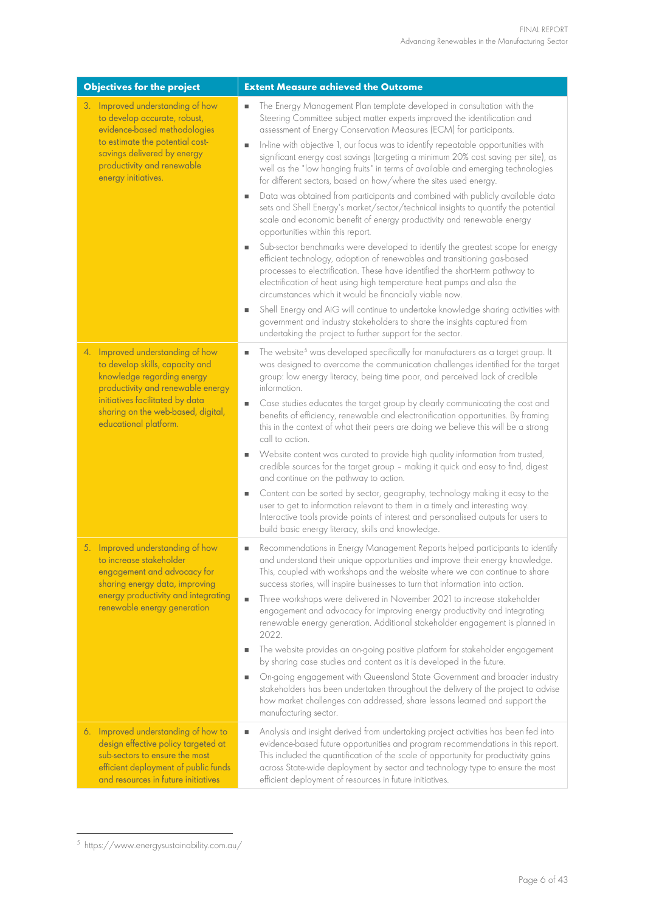| Objectives for the project | Extent Measure achieved the Outcome |
|---|---|
| 3. Improved understanding of how to develop accurate, robust, evidence-based methodologies to estimate the potential cost-savings delivered by energy productivity and renewable energy initiatives. | ▪ The Energy Management Plan template developed in consultation with the Steering Committee subject matter experts improved the identification and assessment of Energy Conservation Measures (ECM) for participants.<br>▪ In-line with objective 1, our focus was to identify repeatable opportunities with significant energy cost savings (targeting a minimum 20% cost saving per site), as well as the "low hanging fruits" in terms of available and emerging technologies for different sectors, based on how/where the sites used energy.<br>▪ Data was obtained from participants and combined with publicly available data sets and Shell Energy's market/sector/technical insights to quantify the potential scale and economic benefit of energy productivity and renewable energy opportunities within this report.<br>▪ Sub-sector benchmarks were developed to identify the greatest scope for energy efficient technology, adoption of renewables and transitioning gas-based processes to electrification. These have identified the short-term pathway to electrification of heat using high temperature heat pumps and also the circumstances which it would be financially viable now.<br>▪ Shell Energy and AiG will continue to undertake knowledge sharing activities with government and industry stakeholders to share the insights captured from undertaking the project to further support for the sector. |
| 4. Improved understanding of how to develop skills, capacity and knowledge regarding energy productivity and renewable energy initiatives facilitated by data sharing on the web-based, digital, educational platform. | ▪ The website[5] was developed specifically for manufacturers as a target group. It was designed to overcome the communication challenges identified for the target group: low energy literacy, being time poor, and perceived lack of credible information.<br>▪ Case studies educates the target group by clearly communicating the cost and benefits of efficiency, renewable and electronification opportunities. By framing this in the context of what their peers are doing we believe this will be a strong call to action.<br>▪ Website content was curated to provide high quality information from trusted, credible sources for the target group – making it quick and easy to find, digest and continue on the pathway to action.<br>▪ Content can be sorted by sector, geography, technology making it easy to the user to get to information relevant to them in a timely and interesting way. Interactive tools provide points of interest and personalised outputs for users to build basic energy literacy, skills and knowledge. |
| 5. Improved understanding of how to increase stakeholder engagement and advocacy for sharing energy data, improving energy productivity and integrating renewable energy generation | ▪ Recommendations in Energy Management Reports helped participants to identify and understand their unique opportunities and improve their energy knowledge. This, coupled with workshops and the website where we can continue to share success stories, will inspire businesses to turn that information into action.<br>▪ Three workshops were delivered in November 2021 to increase stakeholder engagement and advocacy for improving energy productivity and integrating renewable energy generation. Additional stakeholder engagement is planned in 2022.<br>▪ The website provides an on-going positive platform for stakeholder engagement by sharing case studies and content as it is developed in the future.<br>▪ On-going engagement with Queensland State Government and broader industry stakeholders has been undertaken throughout the delivery of the project to advise how market challenges can addressed, share lessons learned and support the manufacturing sector. |
| 6. Improved understanding of how to design effective policy targeted at sub-sectors to ensure the most efficient deployment of public funds and resources in future initiatives | ▪ Analysis and insight derived from undertaking project activities has been fed into evidence-based future opportunities and program recommendations in this report. This included the quantification of the scale of opportunity for productivity gains across State-wide deployment by sector and technology type to ensure the most efficient deployment of resources in future initiatives. |

[5] https://www.energysustainability.com.au/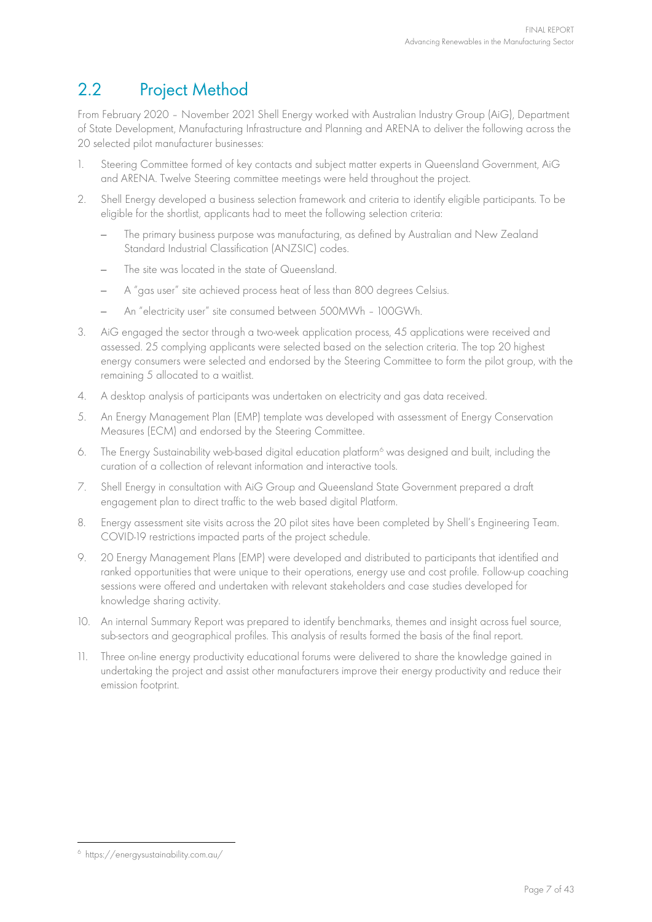## 2.2 Project Method

From February 2020 – November 2021 Shell Energy worked with Australian Industry Group (AiG), Department of State Development, Manufacturing Infrastructure and Planning and ARENA to deliver the following across the 20 selected pilot manufacturer businesses:

1. Steering Committee formed of key contacts and subject matter experts in Queensland Government, AiG and ARENA. Twelve Steering committee meetings were held throughout the project.
2. Shell Energy developed a business selection framework and criteria to identify eligible participants. To be eligible for the shortlist, applicants had to meet the following selection criteria:
   - The primary business purpose was manufacturing, as defined by Australian and New Zealand Standard Industrial Classification (ANZSIC) codes.
   - The site was located in the state of Queensland.
   - A "gas user" site achieved process heat of less than 800 degrees Celsius.
   - An "electricity user" site consumed between 500MWh – 100GWh.
3. AiG engaged the sector through a two-week application process, 45 applications were received and assessed. 25 complying applicants were selected based on the selection criteria. The top 20 highest energy consumers were selected and endorsed by the Steering Committee to form the pilot group, with the remaining 5 allocated to a waitlist.
4. A desktop analysis of participants was undertaken on electricity and gas data received.
5. An Energy Management Plan (EMP) template was developed with assessment of Energy Conservation Measures (ECM) and endorsed by the Steering Committee.
6. The Energy Sustainability web-based digital education platform[6] was designed and built, including the curation of a collection of relevant information and interactive tools.
7. Shell Energy in consultation with AiG Group and Queensland State Government prepared a draft engagement plan to direct traffic to the web based digital Platform.
8. Energy assessment site visits across the 20 pilot sites have been completed by Shell's Engineering Team. COVID-19 restrictions impacted parts of the project schedule.
9. 20 Energy Management Plans (EMP) were developed and distributed to participants that identified and ranked opportunities that were unique to their operations, energy use and cost profile. Follow-up coaching sessions were offered and undertaken with relevant stakeholders and case studies developed for knowledge sharing activity.
10. An internal Summary Report was prepared to identify benchmarks, themes and insight across fuel source, sub-sectors and geographical profiles. This analysis of results formed the basis of the final report.
11. Three on-line energy productivity educational forums were delivered to share the knowledge gained in undertaking the project and assist other manufacturers improve their energy productivity and reduce their emission footprint.

[6] https://energysustainability.com.au/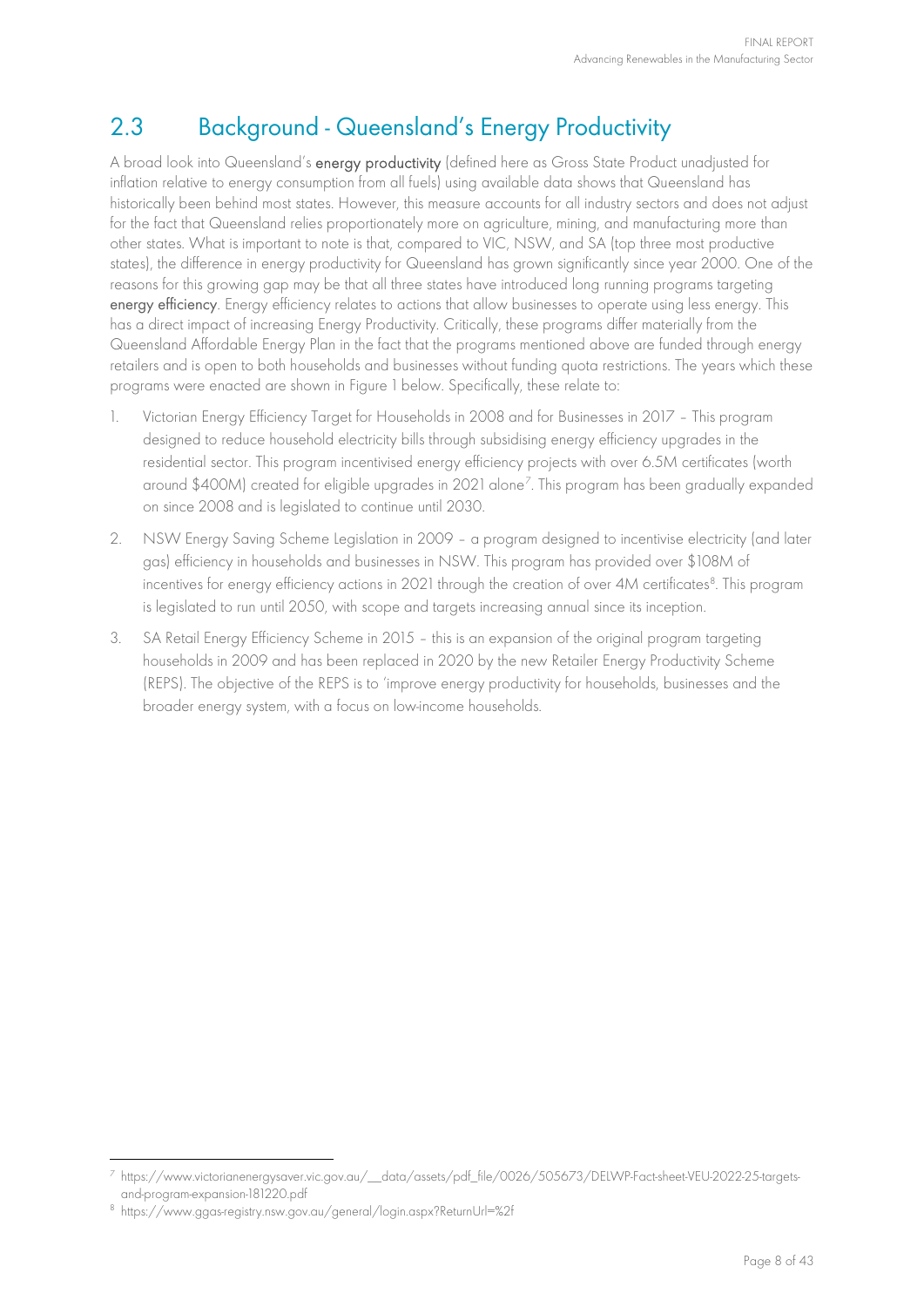## 2.3 Background - Queensland's Energy Productivity

A broad look into Queensland's **energy productivity** (defined here as Gross State Product unadjusted for inflation relative to energy consumption from all fuels) using available data shows that Queensland has historically been behind most states. However, this measure accounts for all industry sectors and does not adjust for the fact that Queensland relies proportionately more on agriculture, mining, and manufacturing more than other states. What is important to note is that, compared to VIC, NSW, and SA (top three most productive states), the difference in energy productivity for Queensland has grown significantly since year 2000. One of the reasons for this growing gap may be that all three states have introduced long running programs targeting **energy efficiency**. Energy efficiency relates to actions that allow businesses to operate using less energy. This has a direct impact of increasing Energy Productivity. Critically, these programs differ materially from the Queensland Affordable Energy Plan in the fact that the programs mentioned above are funded through energy retailers and is open to both households and businesses without funding quota restrictions. The years which these programs were enacted are shown in Figure 1 below. Specifically, these relate to:

1. Victorian Energy Efficiency Target for Households in 2008 and for Businesses in 2017 – This program designed to reduce household electricity bills through subsidising energy efficiency upgrades in the residential sector. This program incentivised energy efficiency projects with over 6.5M certificates (worth around $400M) created for eligible upgrades in 2021 alone[7]. This program has been gradually expanded on since 2008 and is legislated to continue until 2030.
2. NSW Energy Saving Scheme Legislation in 2009 – a program designed to incentivise electricity (and later gas) efficiency in households and businesses in NSW. This program has provided over $108M of incentives for energy efficiency actions in 2021 through the creation of over 4M certificates[8]. This program is legislated to run until 2050, with scope and targets increasing annual since its inception.
3. SA Retail Energy Efficiency Scheme in 2015 – this is an expansion of the original program targeting households in 2009 and has been replaced in 2020 by the new Retailer Energy Productivity Scheme (REPS). The objective of the REPS is to 'improve energy productivity for households, businesses and the broader energy system, with a focus on low-income households.

[7] https://www.victorianenergysaver.vic.gov.au/__data/assets/pdf_file/0026/505673/DELWP-Fact-sheet-VEU-2022-25-targets-and-program-expansion-181220.pdf

[8] https://www.ggas-registry.nsw.gov.au/general/login.aspx?ReturnUrl=%2f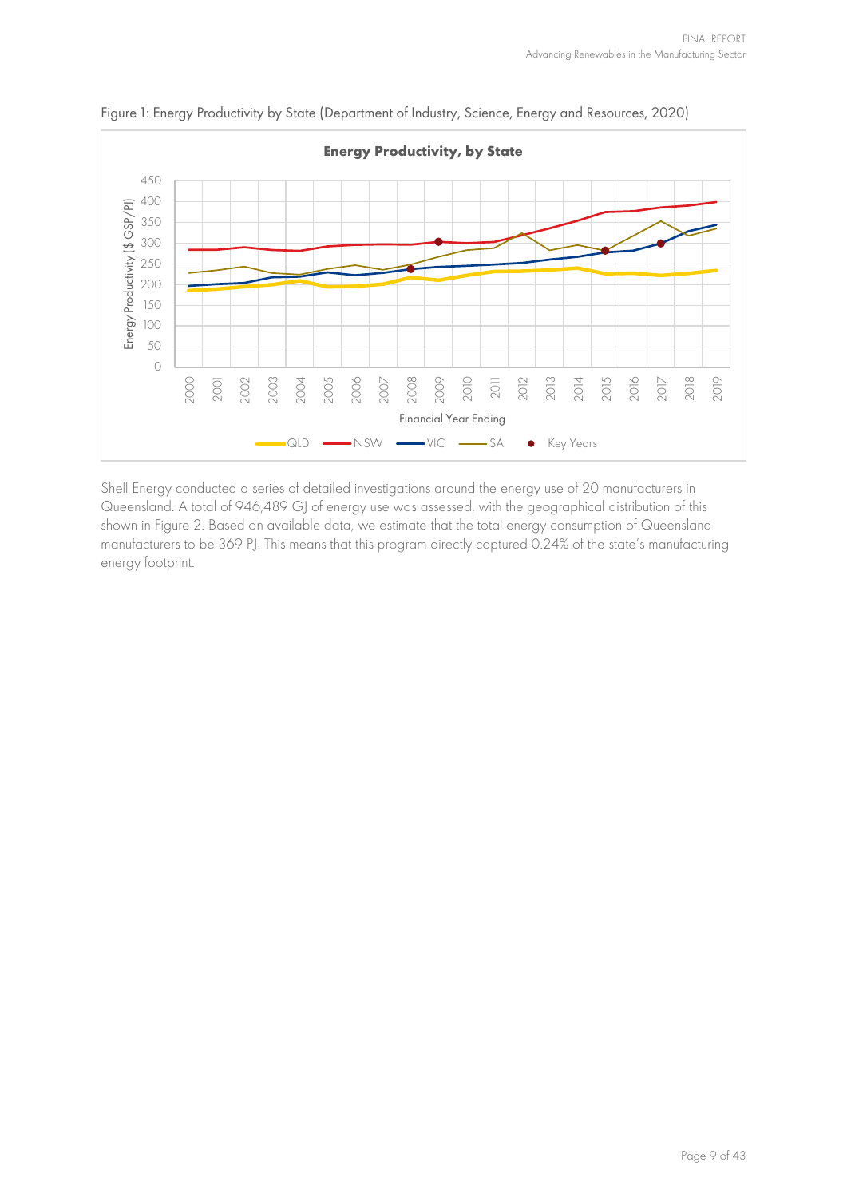Figure 1: Energy Productivity by State (Department of Industry, Science, Energy and Resources, 2020)

Shell Energy conducted a series of detailed investigations around the energy use of 20 manufacturers in Queensland. A total of 946,489 GJ of energy use was assessed, with the geographical distribution of this shown in Figure 2. Based on available data, we estimate that the total energy consumption of Queensland manufacturers to be 369 PJ. This means that this program directly captured 0.24% of the state's manufacturing energy footprint.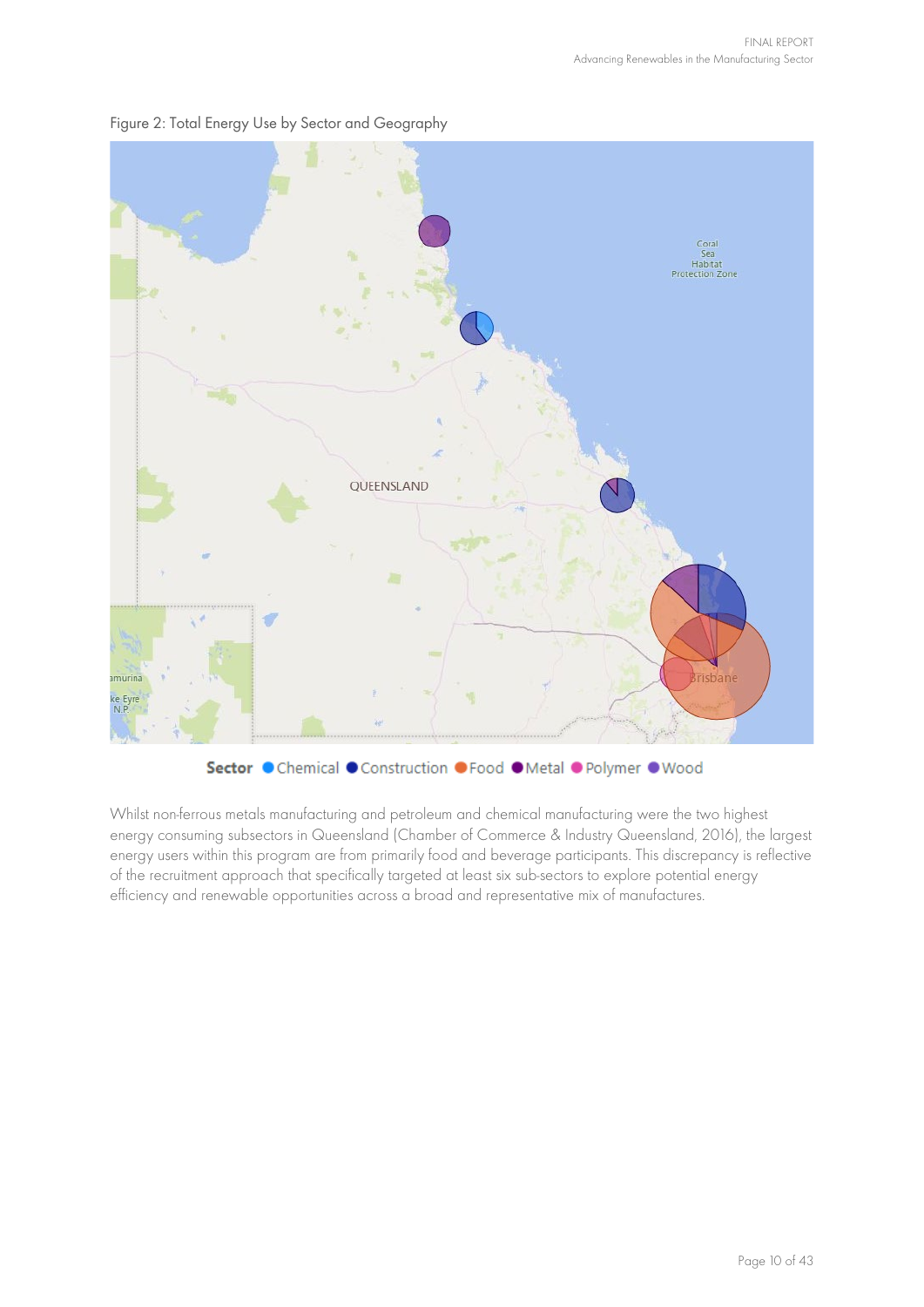Figure 2: Total Energy Use by Sector and Geography

Sector ● Chemical ● Construction ● Food ● Metal ● Polymer ● Wood

Whilst non-ferrous metals manufacturing and petroleum and chemical manufacturing were the two highest energy consuming subsectors in Queensland (Chamber of Commerce & Industry Queensland, 2016), the largest energy users within this program are from primarily food and beverage participants. This discrepancy is reflective of the recruitment approach that specifically targeted at least six sub-sectors to explore potential energy efficiency and renewable opportunities across a broad and representative mix of manufactures.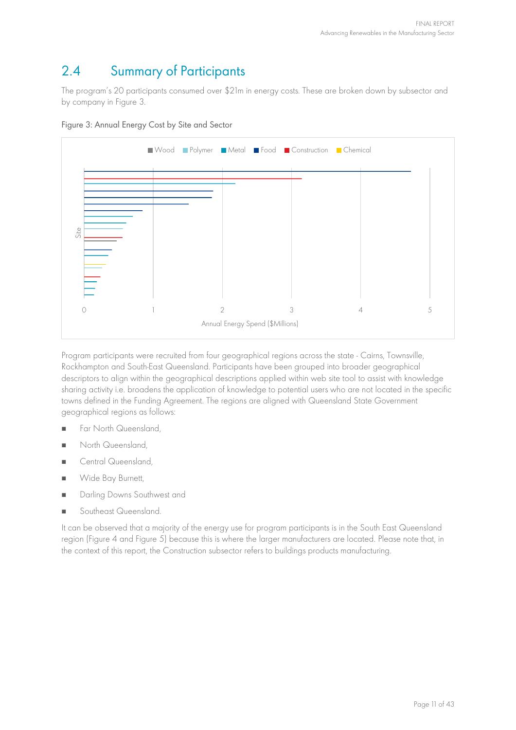## 2.4 Summary of Participants

The program's 20 participants consumed over $21m in energy costs. These are broken down by subsector and by company in Figure 3.

Figure 3: Annual Energy Cost by Site and Sector

Program participants were recruited from four geographical regions across the state - Cairns, Townsville, Rockhampton and South-East Queensland. Participants have been grouped into broader geographical descriptors to align within the geographical descriptions applied within web site tool to assist with knowledge sharing activity i.e. broadens the application of knowledge to potential users who are not located in the specific towns defined in the Funding Agreement. The regions are aligned with Queensland State Government geographical regions as follows:

- Far North Queensland,
- North Queensland,
- Central Queensland,
- Wide Bay Burnett,
- Darling Downs Southwest and
- Southeast Queensland.

It can be observed that a majority of the energy use for program participants is in the South East Queensland region (Figure 4 and Figure 5) because this is where the larger manufacturers are located. Please note that, in the context of this report, the Construction subsector refers to buildings products manufacturing.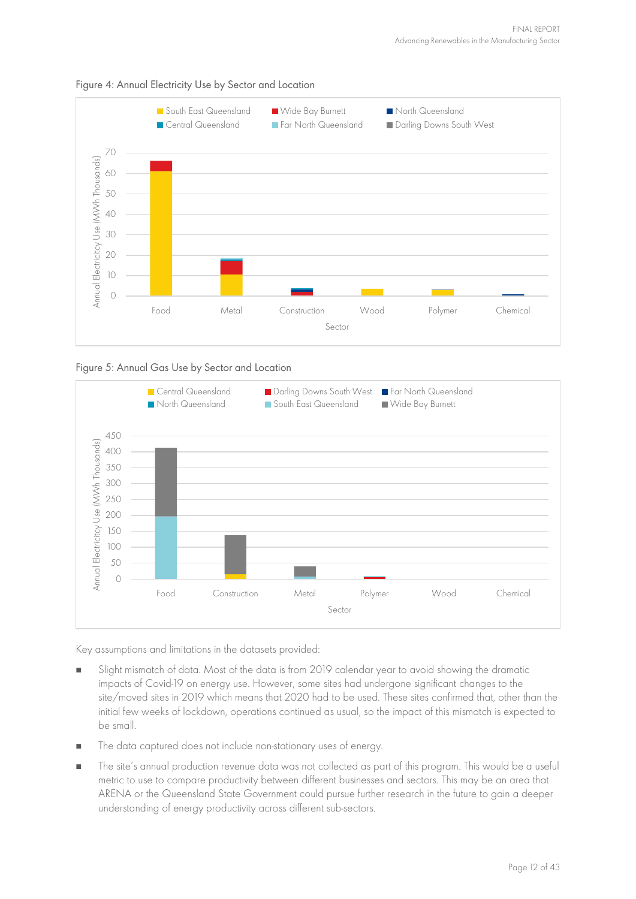Figure 4: Annual Electricity Use by Sector and Location

Figure 5: Annual Gas Use by Sector and Location

Key assumptions and limitations in the datasets provided:

- Slight mismatch of data. Most of the data is from 2019 calendar year to avoid showing the dramatic impacts of Covid-19 on energy use. However, some sites had undergone significant changes to the site/moved sites in 2019 which means that 2020 had to be used. These sites confirmed that, other than the initial few weeks of lockdown, operations continued as usual, so the impact of this mismatch is expected to be small.
- The data captured does not include non-stationary uses of energy.
- The site's annual production revenue data was not collected as part of this program. This would be a useful metric to use to compare productivity between different businesses and sectors. This may be an area that ARENA or the Queensland State Government could pursue further research in the future to gain a deeper understanding of energy productivity across different sub-sectors.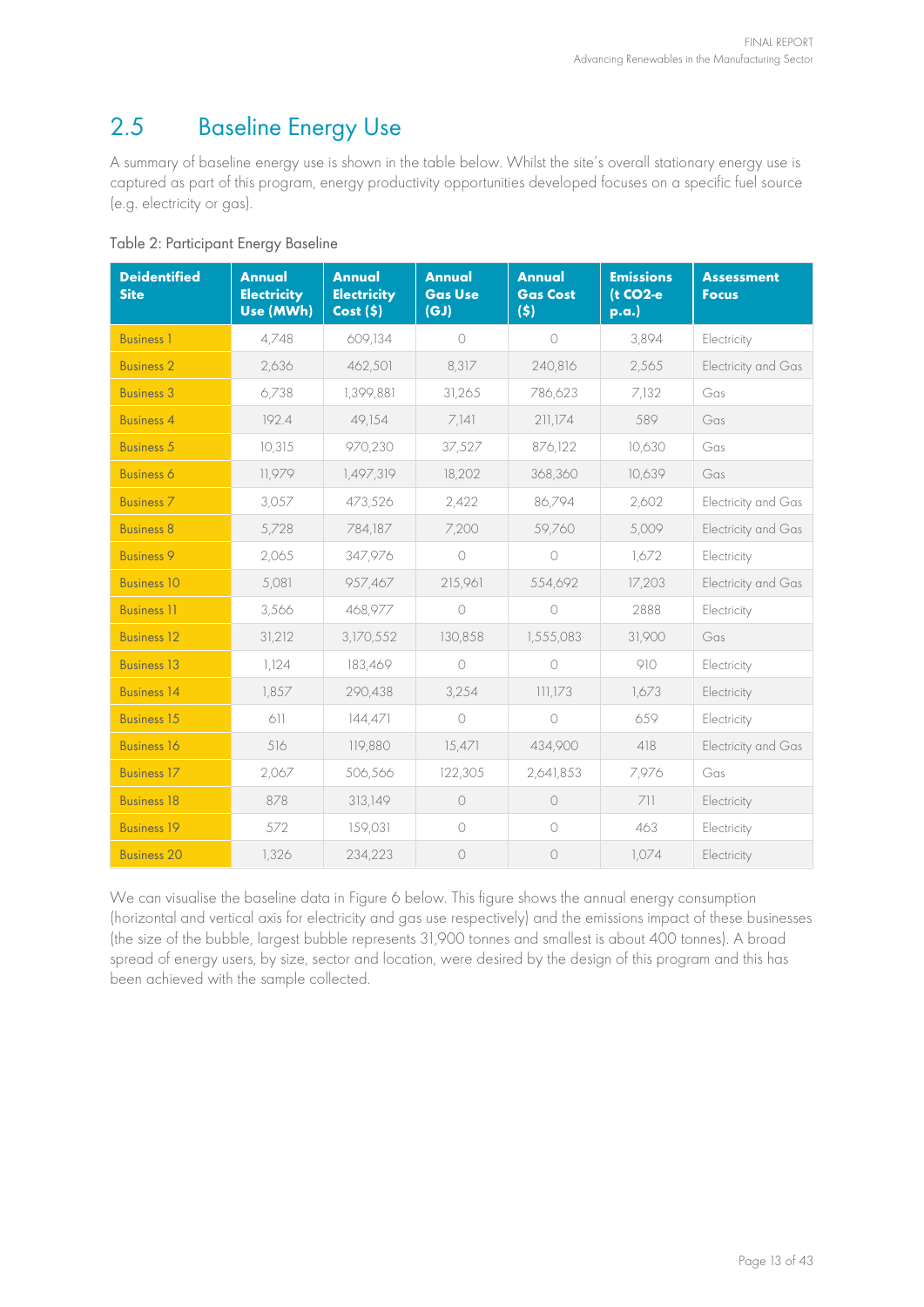## 2.5 Baseline Energy Use

A summary of baseline energy use is shown in the table below. Whilst the site's overall stationary energy use is captured as part of this program, energy productivity opportunities developed focuses on a specific fuel source (e.g. electricity or gas).

Table 2: Participant Energy Baseline

| Deidentified Site | Annual Electricity Use (MWh) | Annual Electricity Cost ($) | Annual Gas Use (GJ) | Annual Gas Cost ($) | Emissions (t CO2-e p.a.) | Assessment Focus |
|---|---|---|---|---|---|---|
| Business 1 | 4,748 | 609,134 | 0 | 0 | 3,894 | Electricity |
| Business 2 | 2,636 | 462,501 | 8,317 | 240,816 | 2,565 | Electricity and Gas |
| Business 3 | 6,738 | 1,399,881 | 31,265 | 786,623 | 7,132 | Gas |
| Business 4 | 192.4 | 49,154 | 7,141 | 211,174 | 589 | Gas |
| Business 5 | 10,315 | 970,230 | 37,527 | 876,122 | 10,630 | Gas |
| Business 6 | 11,979 | 1,497,319 | 18,202 | 368,360 | 10,639 | Gas |
| Business 7 | 3,057 | 473,526 | 2,422 | 86,794 | 2,602 | Electricity and Gas |
| Business 8 | 5,728 | 784,187 | 7,200 | 59,760 | 5,009 | Electricity and Gas |
| Business 9 | 2,065 | 347,976 | 0 | 0 | 1,672 | Electricity |
| Business 10 | 5,081 | 957,467 | 215,961 | 554,692 | 17,203 | Electricity and Gas |
| Business 11 | 3,566 | 468,977 | 0 | 0 | 2888 | Electricity |
| Business 12 | 31,212 | 3,170,552 | 130,858 | 1,555,083 | 31,900 | Gas |
| Business 13 | 1,124 | 183,469 | 0 | 0 | 910 | Electricity |
| Business 14 | 1,857 | 290,438 | 3,254 | 111,173 | 1,673 | Electricity |
| Business 15 | 611 | 144,471 | 0 | 0 | 659 | Electricity |
| Business 16 | 516 | 119,880 | 15,471 | 434,900 | 418 | Electricity and Gas |
| Business 17 | 2,067 | 506,566 | 122,305 | 2,641,853 | 7,976 | Gas |
| Business 18 | 878 | 313,149 | 0 | 0 | 711 | Electricity |
| Business 19 | 572 | 159,031 | 0 | 0 | 463 | Electricity |
| Business 20 | 1,326 | 234,223 | 0 | 0 | 1,074 | Electricity |

We can visualise the baseline data in Figure 6 below. This figure shows the annual energy consumption (horizontal and vertical axis for electricity and gas use respectively) and the emissions impact of these businesses (the size of the bubble, largest bubble represents 31,900 tonnes and smallest is about 400 tonnes). A broad spread of energy users, by size, sector and location, were desired by the design of this program and this has been achieved with the sample collected.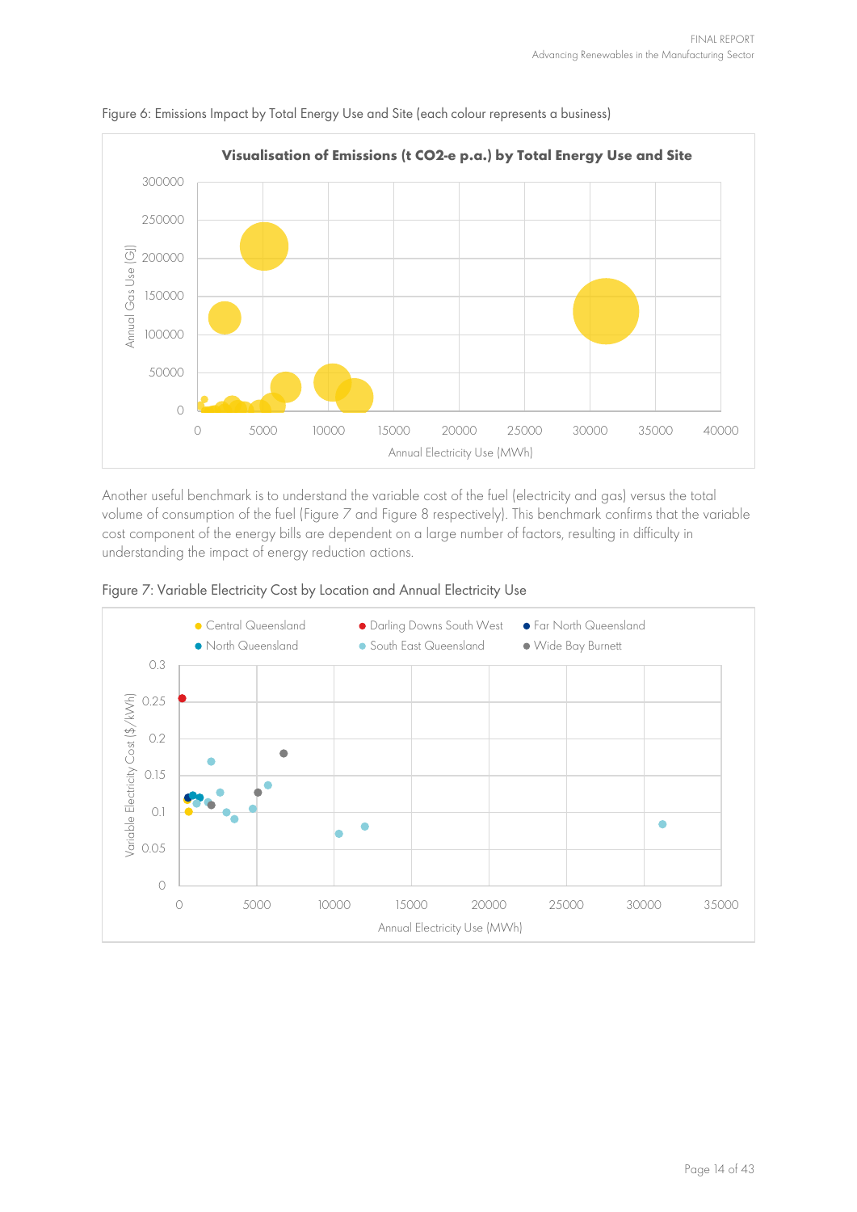Figure 6: Emissions Impact by Total Energy Use and Site (each colour represents a business)

**Visualisation of Emissions (t CO2-e p.a.) by Total Energy Use and Site**

Another useful benchmark is to understand the variable cost of the fuel (electricity and gas) versus the total volume of consumption of the fuel (Figure 7 and Figure 8 respectively). This benchmark confirms that the variable cost component of the energy bills are dependent on a large number of factors, resulting in difficulty in understanding the impact of energy reduction actions.

Figure 7: Variable Electricity Cost by Location and Annual Electricity Use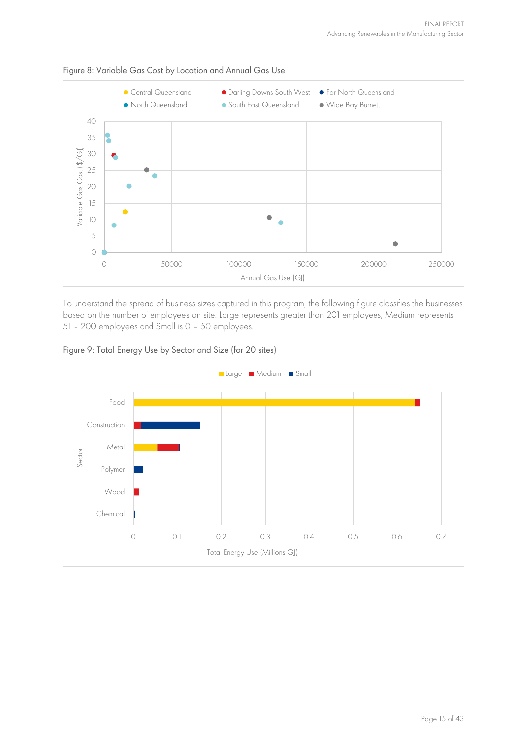Figure 8: Variable Gas Cost by Location and Annual Gas Use

To understand the spread of business sizes captured in this program, the following figure classifies the businesses based on the number of employees on site. Large represents greater than 201 employees, Medium represents 51 – 200 employees and Small is 0 – 50 employees.

Figure 9: Total Energy Use by Sector and Size (for 20 sites)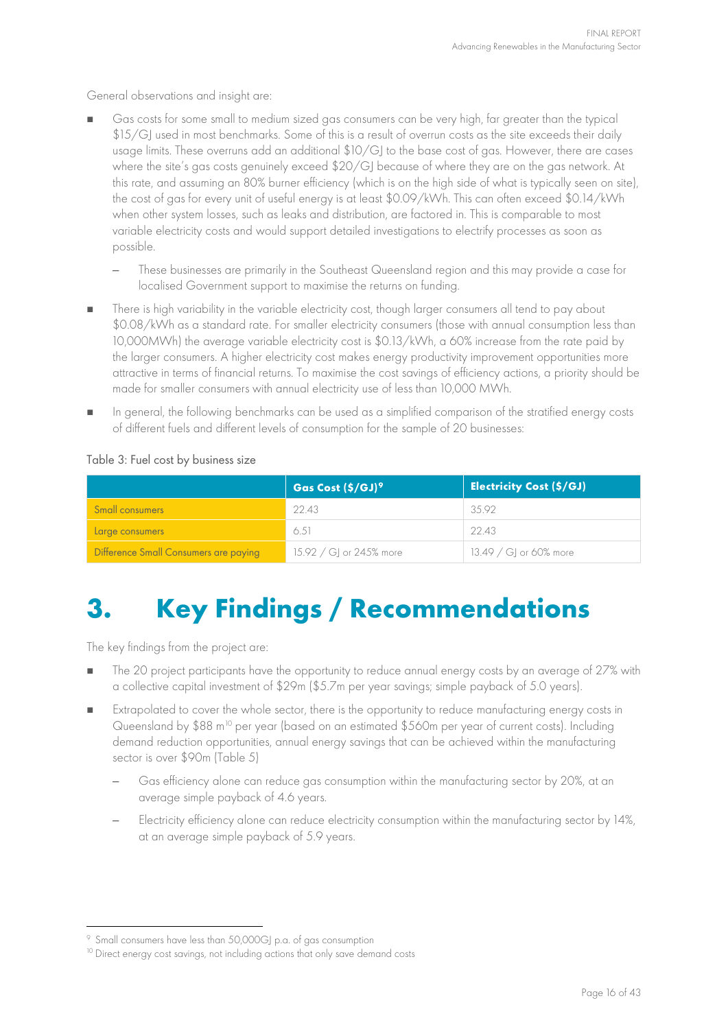General observations and insight are:

- Gas costs for some small to medium sized gas consumers can be very high, far greater than the typical $15/GJ used in most benchmarks. Some of this is a result of overrun costs as the site exceeds their daily usage limits. These overruns add an additional $10/GJ to the base cost of gas. However, there are cases where the site's gas costs genuinely exceed $20/GJ because of where they are on the gas network. At this rate, and assuming an 80% burner efficiency (which is on the high side of what is typically seen on site), the cost of gas for every unit of useful energy is at least $0.09/kWh. This can often exceed $0.14/kWh when other system losses, such as leaks and distribution, are factored in. This is comparable to most variable electricity costs and would support detailed investigations to electrify processes as soon as possible.
  - These businesses are primarily in the Southeast Queensland region and this may provide a case for localised Government support to maximise the returns on funding.
- There is high variability in the variable electricity cost, though larger consumers all tend to pay about $0.08/kWh as a standard rate. For smaller electricity consumers (those with annual consumption less than 10,000MWh) the average variable electricity cost is $0.13/kWh, a 60% increase from the rate paid by the larger consumers. A higher electricity cost makes energy productivity improvement opportunities more attractive in terms of financial returns. To maximise the cost savings of efficiency actions, a priority should be made for smaller consumers with annual electricity use of less than 10,000 MWh.
- In general, the following benchmarks can be used as a simplified comparison of the stratified energy costs of different fuels and different levels of consumption for the sample of 20 businesses:

Table 3: Fuel cost by business size

| | Gas Cost ($/GJ)[9] | Electricity Cost ($/GJ) |
|---|---|---|
| Small consumers | 22.43 | 35.92 |
| Large consumers | 6.51 | 22.43 |
| Difference Small Consumers are paying | 15.92 / GJ or 245% more | 13.49 / GJ or 60% more |

# 3. Key Findings / Recommendations

The key findings from the project are:

- The 20 project participants have the opportunity to reduce annual energy costs by an average of 27% with a collective capital investment of $29m ($5.7m per year savings; simple payback of 5.0 years).
- Extrapolated to cover the whole sector, there is the opportunity to reduce manufacturing energy costs in Queensland by $88 m[10] per year (based on an estimated $560m per year of current costs). Including demand reduction opportunities, annual energy savings that can be achieved within the manufacturing sector is over $90m (Table 5)
  - Gas efficiency alone can reduce gas consumption within the manufacturing sector by 20%, at an average simple payback of 4.6 years.
  - Electricity efficiency alone can reduce electricity consumption within the manufacturing sector by 14%, at an average simple payback of 5.9 years.

[9] Small consumers have less than 50,000GJ p.a. of gas consumption

[10] Direct energy cost savings, not including actions that only save demand costs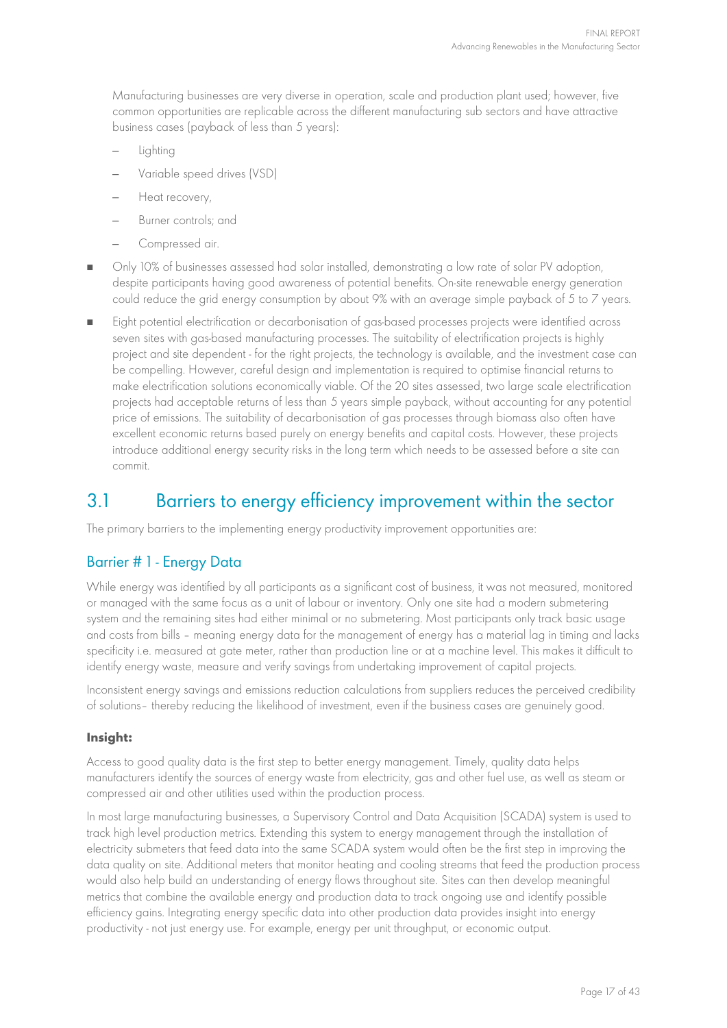Manufacturing businesses are very diverse in operation, scale and production plant used; however, five common opportunities are replicable across the different manufacturing sub sectors and have attractive business cases (payback of less than 5 years):

- Lighting
- Variable speed drives (VSD)
- Heat recovery,
- Burner controls; and
- Compressed air.

- Only 10% of businesses assessed had solar installed, demonstrating a low rate of solar PV adoption, despite participants having good awareness of potential benefits. On-site renewable energy generation could reduce the grid energy consumption by about 9% with an average simple payback of 5 to 7 years.
- Eight potential electrification or decarbonisation of gas-based processes projects were identified across seven sites with gas-based manufacturing processes. The suitability of electrification projects is highly project and site dependent - for the right projects, the technology is available, and the investment case can be compelling. However, careful design and implementation is required to optimise financial returns to make electrification solutions economically viable. Of the 20 sites assessed, two large scale electrification projects had acceptable returns of less than 5 years simple payback, without accounting for any potential price of emissions. The suitability of decarbonisation of gas processes through biomass also often have excellent economic returns based purely on energy benefits and capital costs. However, these projects introduce additional energy security risks in the long term which needs to be assessed before a site can commit.

## 3.1 Barriers to energy efficiency improvement within the sector

The primary barriers to the implementing energy productivity improvement opportunities are:

### Barrier # 1 - Energy Data

While energy was identified by all participants as a significant cost of business, it was not measured, monitored or managed with the same focus as a unit of labour or inventory. Only one site had a modern submetering system and the remaining sites had either minimal or no submetering. Most participants only track basic usage and costs from bills – meaning energy data for the management of energy has a material lag in timing and lacks specificity i.e. measured at gate meter, rather than production line or at a machine level. This makes it difficult to identify energy waste, measure and verify savings from undertaking improvement of capital projects.

Inconsistent energy savings and emissions reduction calculations from suppliers reduces the perceived credibility of solutions– thereby reducing the likelihood of investment, even if the business cases are genuinely good.

**Insight:**

Access to good quality data is the first step to better energy management. Timely, quality data helps manufacturers identify the sources of energy waste from electricity, gas and other fuel use, as well as steam or compressed air and other utilities used within the production process.

In most large manufacturing businesses, a Supervisory Control and Data Acquisition (SCADA) system is used to track high level production metrics. Extending this system to energy management through the installation of electricity submeters that feed data into the same SCADA system would often be the first step in improving the data quality on site. Additional meters that monitor heating and cooling streams that feed the production process would also help build an understanding of energy flows throughout site. Sites can then develop meaningful metrics that combine the available energy and production data to track ongoing use and identify possible efficiency gains. Integrating energy specific data into other production data provides insight into energy productivity - not just energy use. For example, energy per unit throughput, or economic output.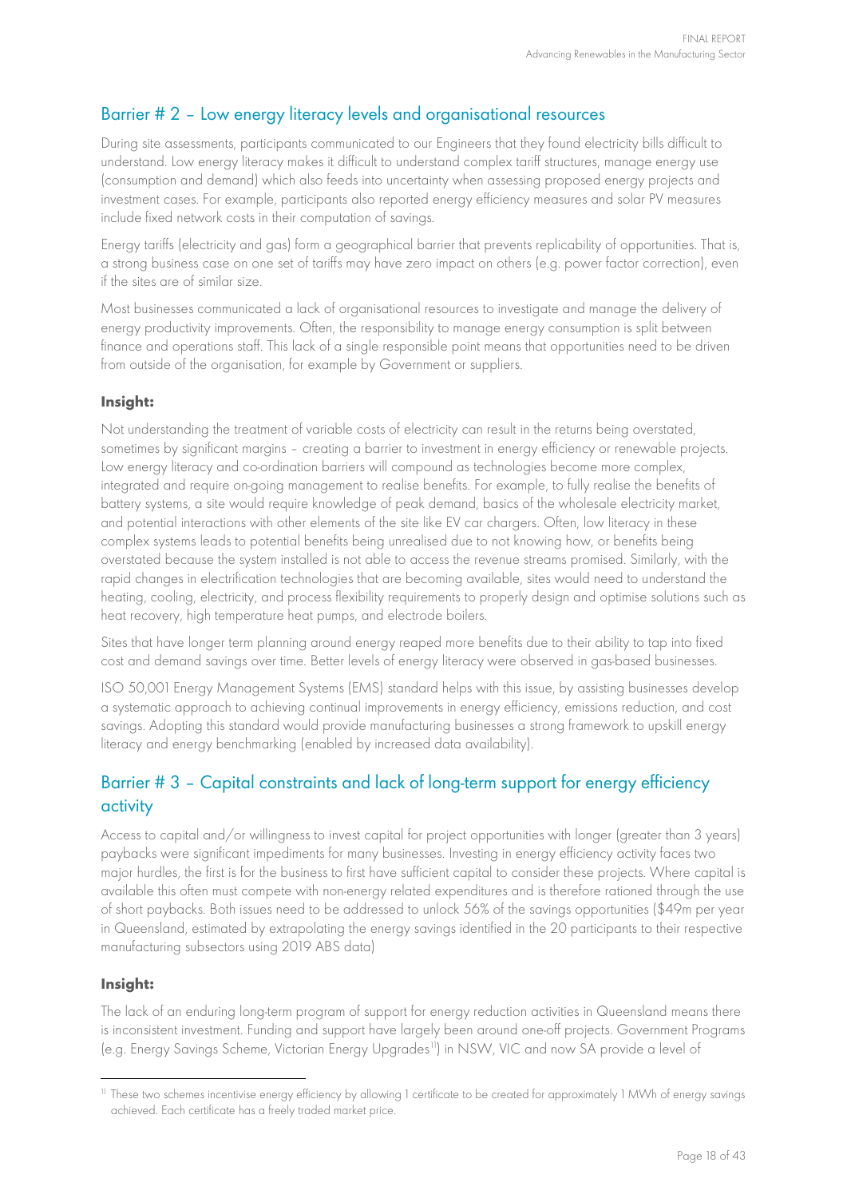## Barrier # 2 – Low energy literacy levels and organisational resources

During site assessments, participants communicated to our Engineers that they found electricity bills difficult to understand. Low energy literacy makes it difficult to understand complex tariff structures, manage energy use (consumption and demand) which also feeds into uncertainty when assessing proposed energy projects and investment cases. For example, participants also reported energy efficiency measures and solar PV measures include fixed network costs in their computation of savings.

Energy tariffs (electricity and gas) form a geographical barrier that prevents replicability of opportunities. That is, a strong business case on one set of tariffs may have zero impact on others (e.g. power factor correction), even if the sites are of similar size.

Most businesses communicated a lack of organisational resources to investigate and manage the delivery of energy productivity improvements. Often, the responsibility to manage energy consumption is split between finance and operations staff. This lack of a single responsible point means that opportunities need to be driven from outside of the organisation, for example by Government or suppliers.

**Insight:**

Not understanding the treatment of variable costs of electricity can result in the returns being overstated, sometimes by significant margins – creating a barrier to investment in energy efficiency or renewable projects. Low energy literacy and co-ordination barriers will compound as technologies become more complex, integrated and require on-going management to realise benefits. For example, to fully realise the benefits of battery systems, a site would require knowledge of peak demand, basics of the wholesale electricity market, and potential interactions with other elements of the site like EV car chargers. Often, low literacy in these complex systems leads to potential benefits being unrealised due to not knowing how, or benefits being overstated because the system installed is not able to access the revenue streams promised. Similarly, with the rapid changes in electrification technologies that are becoming available, sites would need to understand the heating, cooling, electricity, and process flexibility requirements to properly design and optimise solutions such as heat recovery, high temperature heat pumps, and electrode boilers.

Sites that have longer term planning around energy reaped more benefits due to their ability to tap into fixed cost and demand savings over time. Better levels of energy literacy were observed in gas-based businesses.

ISO 50,001 Energy Management Systems (EMS) standard helps with this issue, by assisting businesses develop a systematic approach to achieving continual improvements in energy efficiency, emissions reduction, and cost savings. Adopting this standard would provide manufacturing businesses a strong framework to upskill energy literacy and energy benchmarking (enabled by increased data availability).

## Barrier # 3 – Capital constraints and lack of long-term support for energy efficiency activity

Access to capital and/or willingness to invest capital for project opportunities with longer (greater than 3 years) paybacks were significant impediments for many businesses. Investing in energy efficiency activity faces two major hurdles, the first is for the business to first have sufficient capital to consider these projects. Where capital is available this often must compete with non-energy related expenditures and is therefore rationed through the use of short paybacks. Both issues need to be addressed to unlock 56% of the savings opportunities ($49m per year in Queensland, estimated by extrapolating the energy savings identified in the 20 participants to their respective manufacturing subsectors using 2019 ABS data)

**Insight:**

The lack of an enduring long-term program of support for energy reduction activities in Queensland means there is inconsistent investment. Funding and support have largely been around one-off projects. Government Programs (e.g. Energy Savings Scheme, Victorian Energy Upgrades[11]) in NSW, VIC and now SA provide a level of

[11] These two schemes incentivise energy efficiency by allowing 1 certificate to be created for approximately 1 MWh of energy savings achieved. Each certificate has a freely traded market price.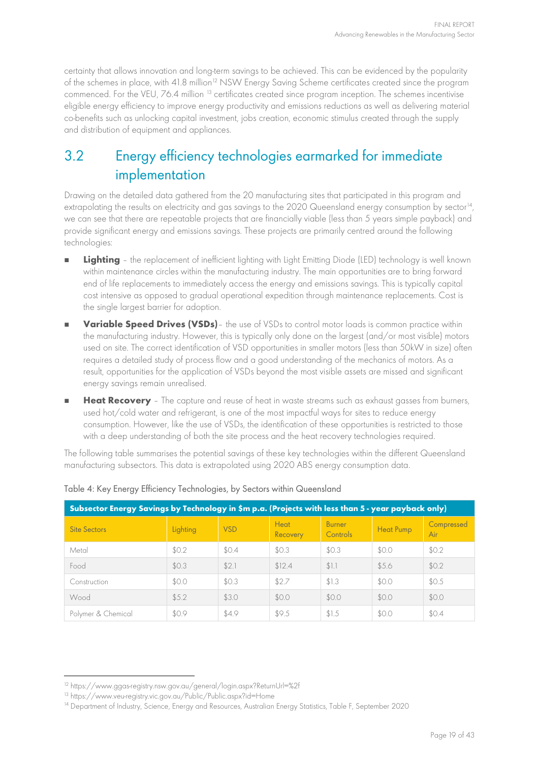certainty that allows innovation and long-term savings to be achieved. This can be evidenced by the popularity of the schemes in place, with 41.8 million[12] NSW Energy Saving Scheme certificates created since the program commenced. For the VEU, 76.4 million [13] certificates created since program inception. The schemes incentivise eligible energy efficiency to improve energy productivity and emissions reductions as well as delivering material co-benefits such as unlocking capital investment, jobs creation, economic stimulus created through the supply and distribution of equipment and appliances.

## 3.2 Energy efficiency technologies earmarked for immediate implementation

Drawing on the detailed data gathered from the 20 manufacturing sites that participated in this program and extrapolating the results on electricity and gas savings to the 2020 Queensland energy consumption by sector[14], we can see that there are repeatable projects that are financially viable (less than 5 years simple payback) and provide significant energy and emissions savings. These projects are primarily centred around the following technologies:

- **Lighting** – the replacement of inefficient lighting with Light Emitting Diode (LED) technology is well known within maintenance circles within the manufacturing industry. The main opportunities are to bring forward end of life replacements to immediately access the energy and emissions savings. This is typically capital cost intensive as opposed to gradual operational expedition through maintenance replacements. Cost is the single largest barrier for adoption.
- **Variable Speed Drives (VSDs)** – the use of VSDs to control motor loads is common practice within the manufacturing industry. However, this is typically only done on the largest (and/or most visible) motors used on site. The correct identification of VSD opportunities in smaller motors (less than 50kW in size) often requires a detailed study of process flow and a good understanding of the mechanics of motors. As a result, opportunities for the application of VSDs beyond the most visible assets are missed and significant energy savings remain unrealised.
- **Heat Recovery** – The capture and reuse of heat in waste streams such as exhaust gasses from burners, used hot/cold water and refrigerant, is one of the most impactful ways for sites to reduce energy consumption. However, like the use of VSDs, the identification of these opportunities is restricted to those with a deep understanding of both the site process and the heat recovery technologies required.

The following table summarises the potential savings of these key technologies within the different Queensland manufacturing subsectors. This data is extrapolated using 2020 ABS energy consumption data.

Table 4: Key Energy Efficiency Technologies, by Sectors within Queensland

| Subsector Energy Savings by Technology in $m p.a. (Projects with less than 5 - year payback only) | | | | | | |
|---|---|---|---|---|---|---|
| Site Sectors | Lighting | VSD | Heat Recovery | Burner Controls | Heat Pump | Compressed Air |
| Metal | $0.2 | $0.4 | $0.3 | $0.3 | $0.0 | $0.2 |
| Food | $0.3 | $2.1 | $12.4 | $1.1 | $5.6 | $0.2 |
| Construction | $0.0 | $0.3 | $2.7 | $1.3 | $0.0 | $0.5 |
| Wood | $5.2 | $3.0 | $0.0 | $0.0 | $0.0 | $0.0 |
| Polymer & Chemical | $0.9 | $4.9 | $9.5 | $1.5 | $0.0 | $0.4 |

[12] https://www.ggas-registry.nsw.gov.au/general/login.aspx?ReturnUrl=%2f

[13] https://www.veu-registry.vic.gov.au/Public/Public.aspx?id=Home

[14] Department of Industry, Science, Energy and Resources, Australian Energy Statistics, Table F, September 2020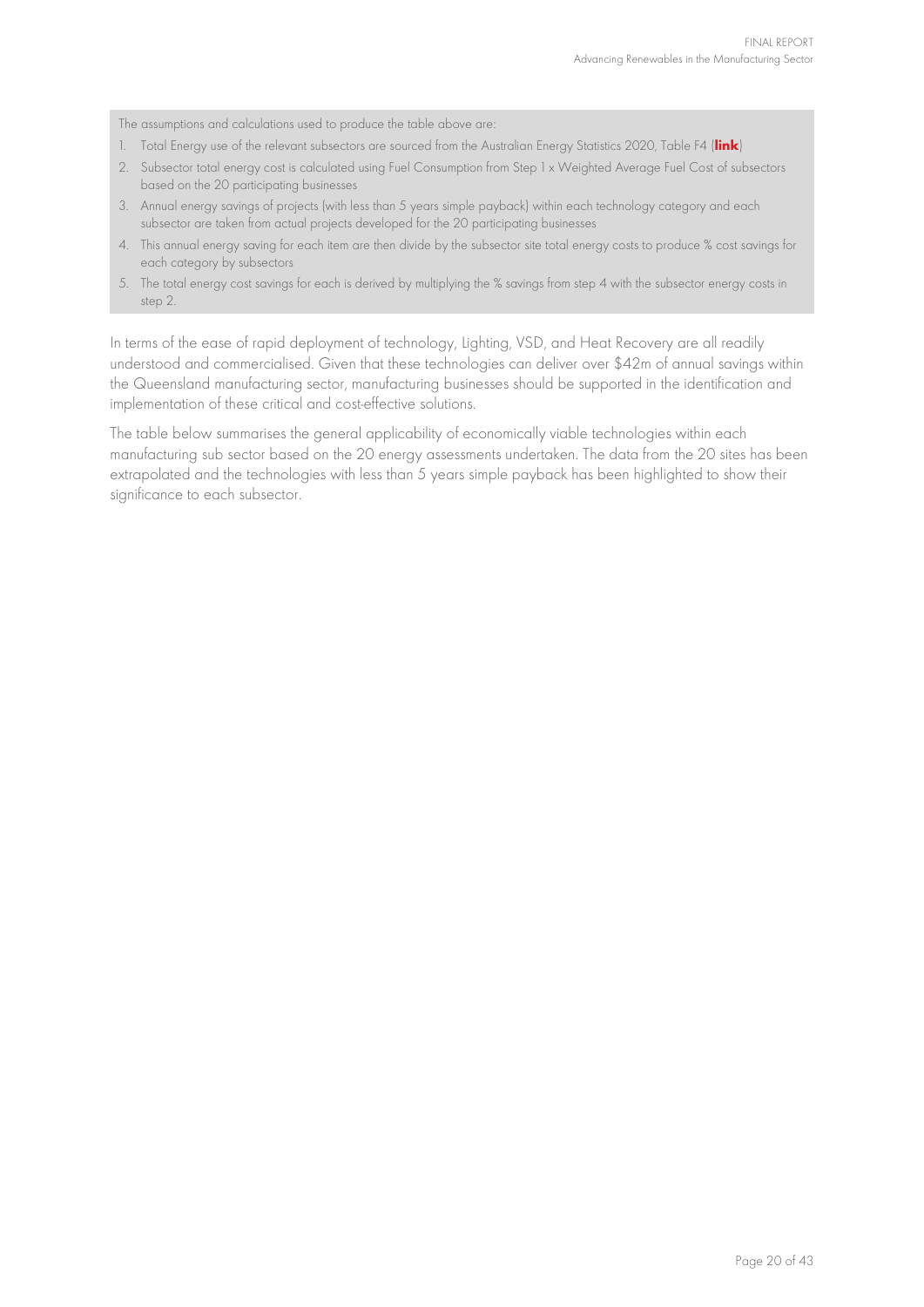The assumptions and calculations used to produce the table above are:

1. Total Energy use of the relevant subsectors are sourced from the Australian Energy Statistics 2020, Table F4 (**link**)
2. Subsector total energy cost is calculated using Fuel Consumption from Step 1 x Weighted Average Fuel Cost of subsectors based on the 20 participating businesses
3. Annual energy savings of projects (with less than 5 years simple payback) within each technology category and each subsector are taken from actual projects developed for the 20 participating businesses
4. This annual energy saving for each item are then divide by the subsector site total energy costs to produce % cost savings for each category by subsectors
5. The total energy cost savings for each is derived by multiplying the % savings from step 4 with the subsector energy costs in step 2.

In terms of the ease of rapid deployment of technology, Lighting, VSD, and Heat Recovery are all readily understood and commercialised. Given that these technologies can deliver over $42m of annual savings within the Queensland manufacturing sector, manufacturing businesses should be supported in the identification and implementation of these critical and cost-effective solutions.

The table below summarises the general applicability of economically viable technologies within each manufacturing sub sector based on the 20 energy assessments undertaken. The data from the 20 sites has been extrapolated and the technologies with less than 5 years simple payback has been highlighted to show their significance to each subsector.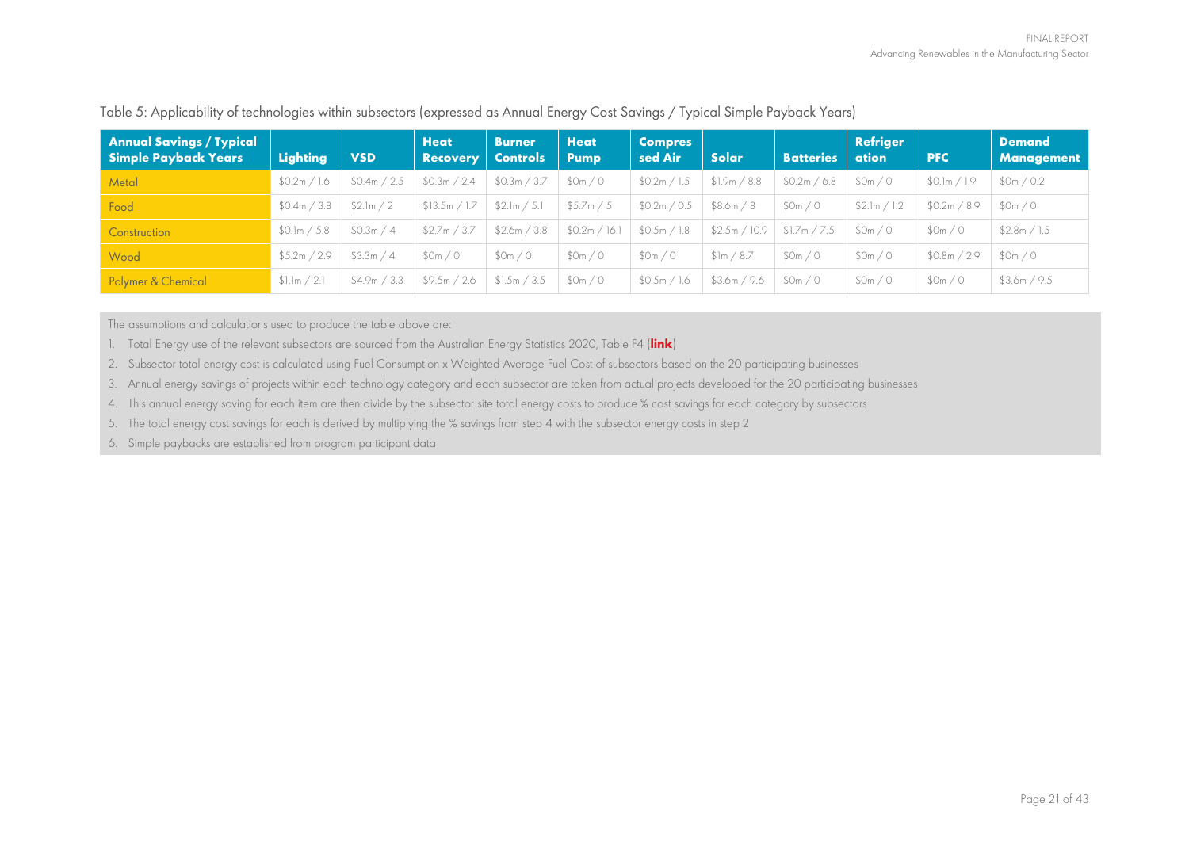Table 5: Applicability of technologies within subsectors (expressed as Annual Energy Cost Savings / Typical Simple Payback Years)

| Annual Savings / Typical Simple Payback Years | Lighting | VSD | Heat Recovery | Burner Controls | Heat Pump | Compressed Air | Solar | Batteries | Refrigeration | PFC | Demand Management |
|---|---|---|---|---|---|---|---|---|---|---|---|
| Metal | $0.2m / 1.6 | $0.4m / 2.5 | $0.3m / 2.4 | $0.3m / 3.7 | $0m / 0 | $0.2m / 1.5 | $1.9m / 8.8 | $0.2m / 6.8 | $0m / 0 | $0.1m / 1.9 | $0m / 0.2 |
| Food | $0.4m / 3.8 | $2.1m / 2 | $13.5m / 1.7 | $2.1m / 5.1 | $5.7m / 5 | $0.2m / 0.5 | $8.6m / 8 | $0m / 0 | $2.1m / 1.2 | $0.2m / 8.9 | $0m / 0 |
| Construction | $0.1m / 5.8 | $0.3m / 4 | $2.7m / 3.7 | $2.6m / 3.8 | $0.2m / 16.1 | $0.5m / 1.8 | $2.5m / 10.9 | $1.7m / 7.5 | $0m / 0 | $0m / 0 | $2.8m / 1.5 |
| Wood | $5.2m / 2.9 | $3.3m / 4 | $0m / 0 | $0m / 0 | $0m / 0 | $0m / 0 | $1m / 8.7 | $0m / 0 | $0m / 0 | $0.8m / 2.9 | $0m / 0 |
| Polymer & Chemical | $1.1m / 2.1 | $4.9m / 3.3 | $9.5m / 2.6 | $1.5m / 3.5 | $0m / 0 | $0.5m / 1.6 | $3.6m / 9.6 | $0m / 0 | $0m / 0 | $0m / 0 | $3.6m / 9.5 |

The assumptions and calculations used to produce the table above are:

1. Total Energy use of the relevant subsectors are sourced from the Australian Energy Statistics 2020, Table F4 (**link**)
2. Subsector total energy cost is calculated using Fuel Consumption x Weighted Average Fuel Cost of subsectors based on the 20 participating businesses
3. Annual energy savings of projects within each technology category and each subsector are taken from actual projects developed for the 20 participating businesses
4. This annual energy saving for each item are then divide by the subsector site total energy costs to produce % cost savings for each category by subsectors
5. The total energy cost savings for each is derived by multiplying the % savings from step 4 with the subsector energy costs in step 2
6. Simple paybacks are established from program participant data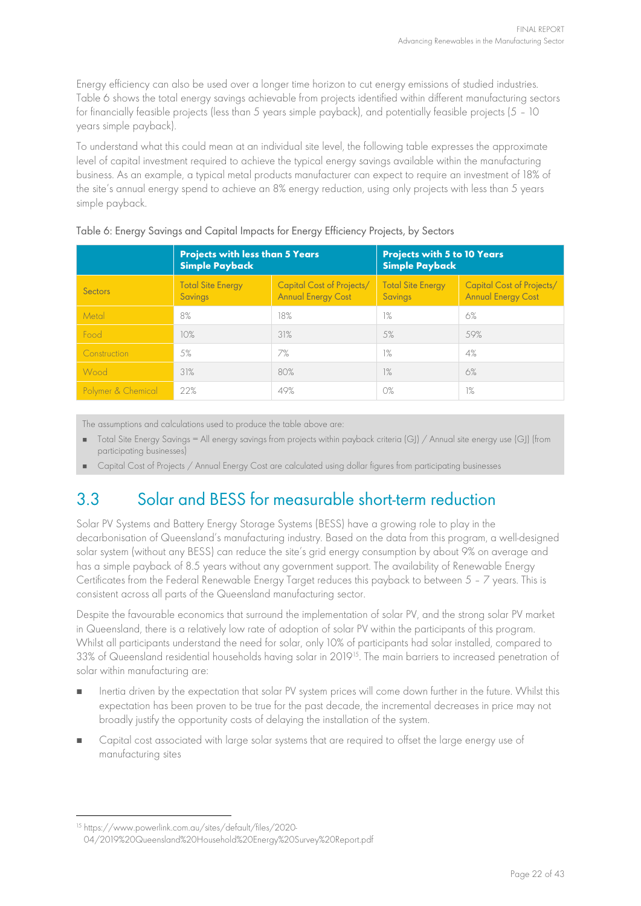Energy efficiency can also be used over a longer time horizon to cut energy emissions of studied industries. Table 6 shows the total energy savings achievable from projects identified within different manufacturing sectors for financially feasible projects (less than 5 years simple payback), and potentially feasible projects (5 – 10 years simple payback).

To understand what this could mean at an individual site level, the following table expresses the approximate level of capital investment required to achieve the typical energy savings available within the manufacturing business. As an example, a typical metal products manufacturer can expect to require an investment of 18% of the site's annual energy spend to achieve an 8% energy reduction, using only projects with less than 5 years simple payback.

Table 6: Energy Savings and Capital Impacts for Energy Efficiency Projects, by Sectors

| | **Projects with less than 5 Years Simple Payback** | | **Projects with 5 to 10 Years Simple Payback** | |
|---|---|---|---|---|
| Sectors | Total Site Energy Savings | Capital Cost of Projects/ Annual Energy Cost | Total Site Energy Savings | Capital Cost of Projects/ Annual Energy Cost |
| Metal | 8% | 18% | 1% | 6% |
| Food | 10% | 31% | 5% | 59% |
| Construction | 5% | 7% | 1% | 4% |
| Wood | 31% | 80% | 1% | 6% |
| Polymer & Chemical | 22% | 49% | 0% | 1% |

The assumptions and calculations used to produce the table above are:

- Total Site Energy Savings = All energy savings from projects within payback criteria (GJ) / Annual site energy use (GJ) (from participating businesses)
- Capital Cost of Projects / Annual Energy Cost are calculated using dollar figures from participating businesses

## 3.3 Solar and BESS for measurable short-term reduction

Solar PV Systems and Battery Energy Storage Systems (BESS) have a growing role to play in the decarbonisation of Queensland's manufacturing industry. Based on the data from this program, a well-designed solar system (without any BESS) can reduce the site's grid energy consumption by about 9% on average and has a simple payback of 8.5 years without any government support. The availability of Renewable Energy Certificates from the Federal Renewable Energy Target reduces this payback to between 5 – 7 years. This is consistent across all parts of the Queensland manufacturing sector.

Despite the favourable economics that surround the implementation of solar PV, and the strong solar PV market in Queensland, there is a relatively low rate of adoption of solar PV within the participants of this program. Whilst all participants understand the need for solar, only 10% of participants had solar installed, compared to 33% of Queensland residential households having solar in 2019[15]. The main barriers to increased penetration of solar within manufacturing are:

- Inertia driven by the expectation that solar PV system prices will come down further in the future. Whilst this expectation has been proven to be true for the past decade, the incremental decreases in price may not broadly justify the opportunity costs of delaying the installation of the system.
- Capital cost associated with large solar systems that are required to offset the large energy use of manufacturing sites

[15] https://www.powerlink.com.au/sites/default/files/2020-04/2019%20Queensland%20Household%20Energy%20Survey%20Report.pdf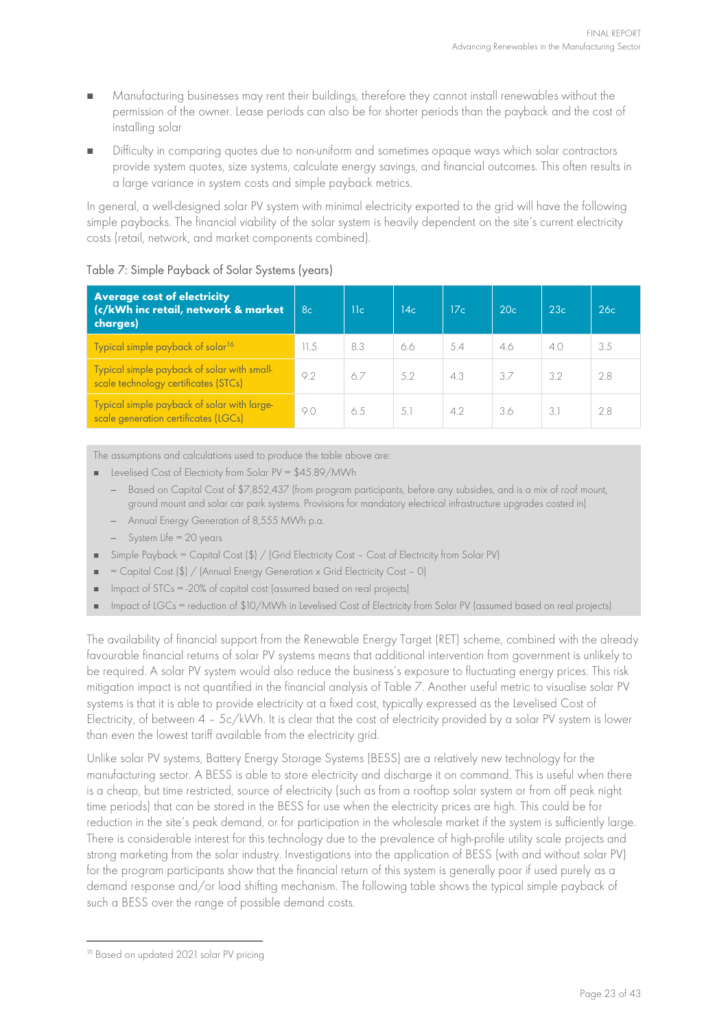- Manufacturing businesses may rent their buildings, therefore they cannot install renewables without the permission of the owner. Lease periods can also be for shorter periods than the payback and the cost of installing solar
- Difficulty in comparing quotes due to non-uniform and sometimes opaque ways which solar contractors provide system quotes, size systems, calculate energy savings, and financial outcomes. This often results in a large variance in system costs and simple payback metrics.

In general, a well-designed solar PV system with minimal electricity exported to the grid will have the following simple paybacks. The financial viability of the solar system is heavily dependent on the site's current electricity costs (retail, network, and market components combined).

Table 7: Simple Payback of Solar Systems (years)

| **Average cost of electricity (c/kWh inc retail, network & market charges)** | 8c | 11c | 14c | 17c | 20c | 23c | 26c |
|---|---|---|---|---|---|---|---|
| Typical simple payback of solar[16] | 11.5 | 8.3 | 6.6 | 5.4 | 4.6 | 4.0 | 3.5 |
| Typical simple payback of solar with small-scale technology certificates (STCs) | 9.2 | 6.7 | 5.2 | 4.3 | 3.7 | 3.2 | 2.8 |
| Typical simple payback of solar with large-scale generation certificates (LGCs) | 9.0 | 6.5 | 5.1 | 4.2 | 3.6 | 3.1 | 2.8 |

The assumptions and calculations used to produce the table above are:

- Levelised Cost of Electricity from Solar PV = $45.89/MWh
  - Based on Capital Cost of $7,852,437 (from program participants, before any subsidies, and is a mix of roof mount, ground mount and solar car park systems. Provisions for mandatory electrical infrastructure upgrades costed in)
  - Annual Energy Generation of 8,555 MWh p.a.
  - System Life = 20 years
- Simple Payback = Capital Cost ($) / (Grid Electricity Cost – Cost of Electricity from Solar PV)
- = Capital Cost ($) / (Annual Energy Generation x Grid Electricity Cost – 0)
- Impact of STCs = -20% of capital cost (assumed based on real projects)
- Impact of LGCs = reduction of $10/MWh in Levelised Cost of Electricity from Solar PV (assumed based on real projects)

The availability of financial support from the Renewable Energy Target (RET) scheme, combined with the already favourable financial returns of solar PV systems means that additional intervention from government is unlikely to be required. A solar PV system would also reduce the business's exposure to fluctuating energy prices. This risk mitigation impact is not quantified in the financial analysis of Table 7. Another useful metric to visualise solar PV systems is that it is able to provide electricity at a fixed cost, typically expressed as the Levelised Cost of Electricity, of between 4 – 5c/kWh. It is clear that the cost of electricity provided by a solar PV system is lower than even the lowest tariff available from the electricity grid.

Unlike solar PV systems, Battery Energy Storage Systems (BESS) are a relatively new technology for the manufacturing sector. A BESS is able to store electricity and discharge it on command. This is useful when there is a cheap, but time restricted, source of electricity (such as from a rooftop solar system or from off peak night time periods) that can be stored in the BESS for use when the electricity prices are high. This could be for reduction in the site's peak demand, or for participation in the wholesale market if the system is sufficiently large. There is considerable interest for this technology due to the prevalence of high-profile utility scale projects and strong marketing from the solar industry. Investigations into the application of BESS (with and without solar PV) for the program participants show that the financial return of this system is generally poor if used purely as a demand response and/or load shifting mechanism. The following table shows the typical simple payback of such a BESS over the range of possible demand costs.

[16] Based on updated 2021 solar PV pricing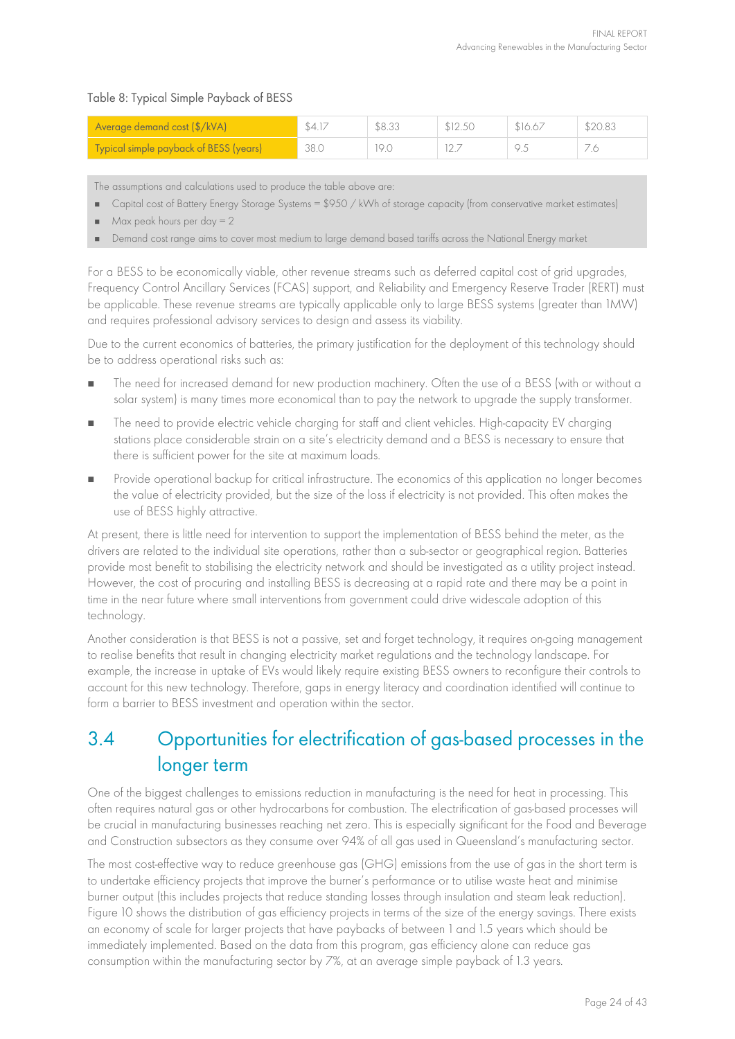Table 8: Typical Simple Payback of BESS

| Average demand cost ($/kVA) | $4.17 | $8.33 | $12.50 | $16.67 | $20.83 |
| --- | --- | --- | --- | --- | --- |
| Typical simple payback of BESS (years) | 38.0 | 19.0 | 12.7 | 9.5 | 7.6 |

The assumptions and calculations used to produce the table above are:

- Capital cost of Battery Energy Storage Systems = $950 / kWh of storage capacity (from conservative market estimates)
- Max peak hours per day = 2
- Demand cost range aims to cover most medium to large demand based tariffs across the National Energy market

For a BESS to be economically viable, other revenue streams such as deferred capital cost of grid upgrades, Frequency Control Ancillary Services (FCAS) support, and Reliability and Emergency Reserve Trader (RERT) must be applicable. These revenue streams are typically applicable only to large BESS systems (greater than 1MW) and requires professional advisory services to design and assess its viability.

Due to the current economics of batteries, the primary justification for the deployment of this technology should be to address operational risks such as:

- The need for increased demand for new production machinery. Often the use of a BESS (with or without a solar system) is many times more economical than to pay the network to upgrade the supply transformer.
- The need to provide electric vehicle charging for staff and client vehicles. High-capacity EV charging stations place considerable strain on a site's electricity demand and a BESS is necessary to ensure that there is sufficient power for the site at maximum loads.
- Provide operational backup for critical infrastructure. The economics of this application no longer becomes the value of electricity provided, but the size of the loss if electricity is not provided. This often makes the use of BESS highly attractive.

At present, there is little need for intervention to support the implementation of BESS behind the meter, as the drivers are related to the individual site operations, rather than a sub-sector or geographical region. Batteries provide most benefit to stabilising the electricity network and should be investigated as a utility project instead. However, the cost of procuring and installing BESS is decreasing at a rapid rate and there may be a point in time in the near future where small interventions from government could drive widescale adoption of this technology.

Another consideration is that BESS is not a passive, set and forget technology, it requires on-going management to realise benefits that result in changing electricity market regulations and the technology landscape. For example, the increase in uptake of EVs would likely require existing BESS owners to reconfigure their controls to account for this new technology. Therefore, gaps in energy literacy and coordination identified will continue to form a barrier to BESS investment and operation within the sector.

## 3.4 Opportunities for electrification of gas-based processes in the longer term

One of the biggest challenges to emissions reduction in manufacturing is the need for heat in processing. This often requires natural gas or other hydrocarbons for combustion. The electrification of gas-based processes will be crucial in manufacturing businesses reaching net zero. This is especially significant for the Food and Beverage and Construction subsectors as they consume over 94% of all gas used in Queensland's manufacturing sector.

The most cost-effective way to reduce greenhouse gas (GHG) emissions from the use of gas in the short term is to undertake efficiency projects that improve the burner's performance or to utilise waste heat and minimise burner output (this includes projects that reduce standing losses through insulation and steam leak reduction). Figure 10 shows the distribution of gas efficiency projects in terms of the size of the energy savings. There exists an economy of scale for larger projects that have paybacks of between 1 and 1.5 years which should be immediately implemented. Based on the data from this program, gas efficiency alone can reduce gas consumption within the manufacturing sector by 7%, at an average simple payback of 1.3 years.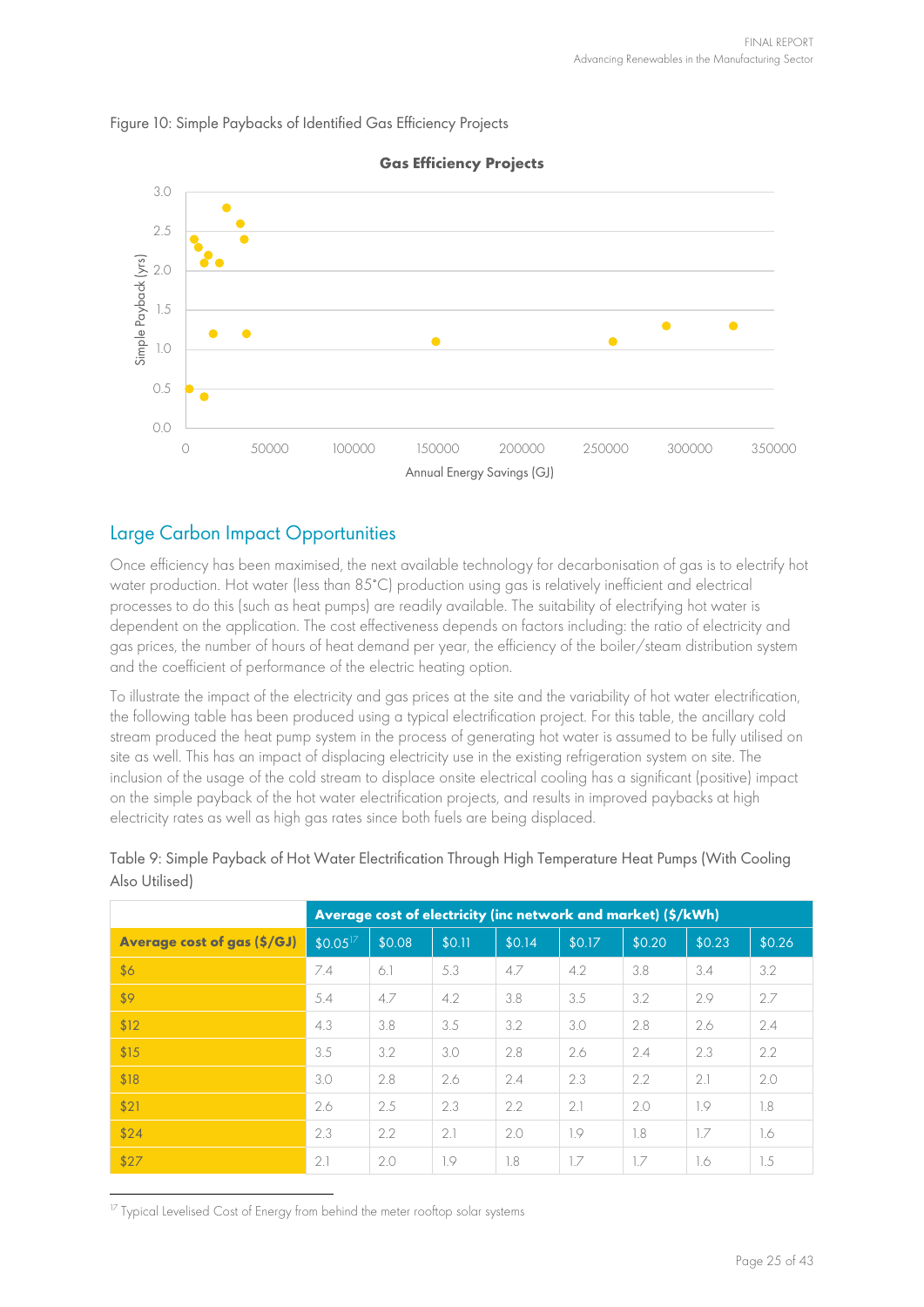Figure 10: Simple Paybacks of Identified Gas Efficiency Projects

## Large Carbon Impact Opportunities

Once efficiency has been maximised, the next available technology for decarbonisation of gas is to electrify hot water production. Hot water (less than 85°C) production using gas is relatively inefficient and electrical processes to do this (such as heat pumps) are readily available. The suitability of electrifying hot water is dependent on the application. The cost effectiveness depends on factors including: the ratio of electricity and gas prices, the number of hours of heat demand per year, the efficiency of the boiler/steam distribution system and the coefficient of performance of the electric heating option.

To illustrate the impact of the electricity and gas prices at the site and the variability of hot water electrification, the following table has been produced using a typical electrification project. For this table, the ancillary cold stream produced the heat pump system in the process of generating hot water is assumed to be fully utilised on site as well. This has an impact of displacing electricity use in the existing refrigeration system on site. The inclusion of the usage of the cold stream to displace onsite electrical cooling has a significant (positive) impact on the simple payback of the hot water electrification projects, and results in improved paybacks at high electricity rates as well as high gas rates since both fuels are being displaced.

Table 9: Simple Payback of Hot Water Electrification Through High Temperature Heat Pumps (With Cooling Also Utilised)

| | **Average cost of electricity (inc network and market) ($/kWh)** | | | | | | | |
|---|---|---|---|---|---|---|---|---|
| **Average cost of gas ($/GJ)** | $0.05[17] | $0.08 | $0.11 | $0.14 | $0.17 | $0.20 | $0.23 | $0.26 |
| $6 | 7.4 | 6.1 | 5.3 | 4.7 | 4.2 | 3.8 | 3.4 | 3.2 |
| $9 | 5.4 | 4.7 | 4.2 | 3.8 | 3.5 | 3.2 | 2.9 | 2.7 |
| $12 | 4.3 | 3.8 | 3.5 | 3.2 | 3.0 | 2.8 | 2.6 | 2.4 |
| $15 | 3.5 | 3.2 | 3.0 | 2.8 | 2.6 | 2.4 | 2.3 | 2.2 |
| $18 | 3.0 | 2.8 | 2.6 | 2.4 | 2.3 | 2.2 | 2.1 | 2.0 |
| $21 | 2.6 | 2.5 | 2.3 | 2.2 | 2.1 | 2.0 | 1.9 | 1.8 |
| $24 | 2.3 | 2.2 | 2.1 | 2.0 | 1.9 | 1.8 | 1.7 | 1.6 |
| $27 | 2.1 | 2.0 | 1.9 | 1.8 | 1.7 | 1.7 | 1.6 | 1.5 |

[17] Typical Levelised Cost of Energy from behind the meter rooftop solar systems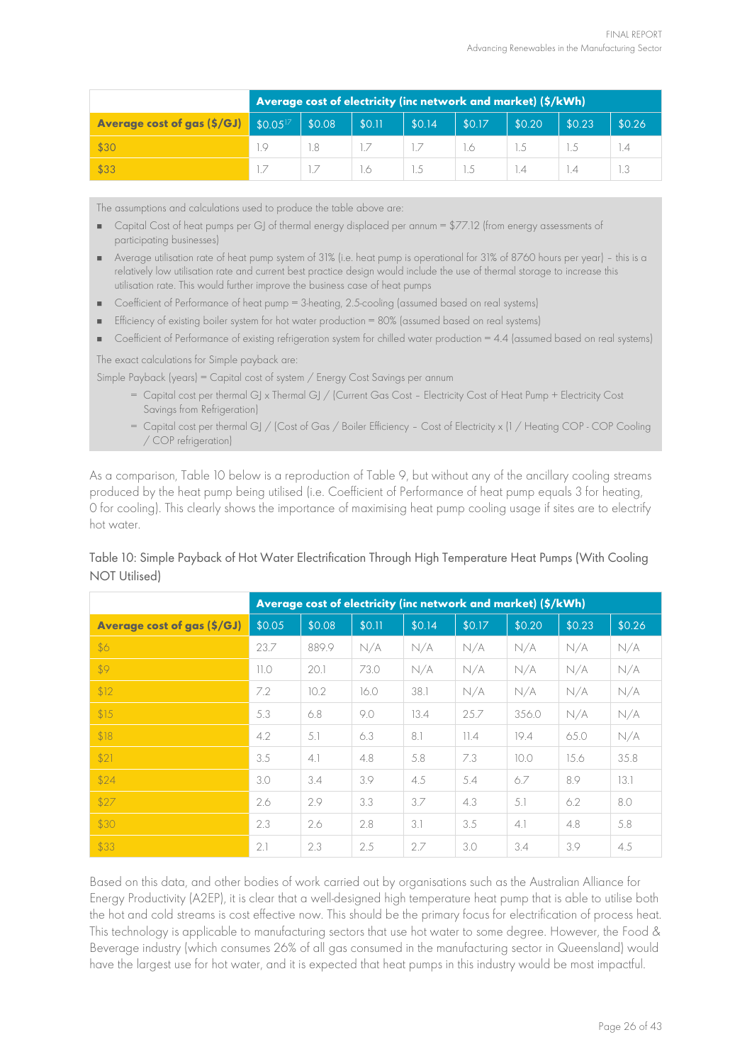| | Average cost of electricity (inc network and market) ($/kWh) | | | | | | | |
|---|---|---|---|---|---|---|---|---|
| Average cost of gas ($/GJ) | $0.05[17] | $0.08 | $0.11 | $0.14 | $0.17 | $0.20 | $0.23 | $0.26 |
| $30 | 1.9 | 1.8 | 1.7 | 1.7 | 1.6 | 1.5 | 1.5 | 1.4 |
| $33 | 1.7 | 1.7 | 1.6 | 1.5 | 1.5 | 1.4 | 1.4 | 1.3 |

The assumptions and calculations used to produce the table above are:

- Capital Cost of heat pumps per GJ of thermal energy displaced per annum = $77.12 (from energy assessments of participating businesses)
- Average utilisation rate of heat pump system of 31% (i.e. heat pump is operational for 31% of 8760 hours per year) – this is a relatively low utilisation rate and current best practice design would include the use of thermal storage to increase this utilisation rate. This would further improve the business case of heat pumps
- Coefficient of Performance of heat pump = 3-heating, 2.5-cooling (assumed based on real systems)
- Efficiency of existing boiler system for hot water production = 80% (assumed based on real systems)
- Coefficient of Performance of existing refrigeration system for chilled water production = 4.4 (assumed based on real systems)

The exact calculations for Simple payback are:

Simple Payback (years) = Capital cost of system / Energy Cost Savings per annum

= Capital cost per thermal GJ x Thermal GJ / (Current Gas Cost – Electricity Cost of Heat Pump + Electricity Cost Savings from Refrigeration)

= Capital cost per thermal GJ / (Cost of Gas / Boiler Efficiency – Cost of Electricity x (1 / Heating COP - COP Cooling / COP refrigeration)

As a comparison, Table 10 below is a reproduction of Table 9, but without any of the ancillary cooling streams produced by the heat pump being utilised (i.e. Coefficient of Performance of heat pump equals 3 for heating, 0 for cooling). This clearly shows the importance of maximising heat pump cooling usage if sites are to electrify hot water.

Table 10: Simple Payback of Hot Water Electrification Through High Temperature Heat Pumps (With Cooling NOT Utilised)

| | Average cost of electricity (inc network and market) ($/kWh) | | | | | | | |
|---|---|---|---|---|---|---|---|---|
| Average cost of gas ($/GJ) | $0.05 | $0.08 | $0.11 | $0.14 | $0.17 | $0.20 | $0.23 | $0.26 |
| $6 | 23.7 | 889.9 | N/A | N/A | N/A | N/A | N/A | N/A |
| $9 | 11.0 | 20.1 | 73.0 | N/A | N/A | N/A | N/A | N/A |
| $12 | 7.2 | 10.2 | 16.0 | 38.1 | N/A | N/A | N/A | N/A |
| $15 | 5.3 | 6.8 | 9.0 | 13.4 | 25.7 | 356.0 | N/A | N/A |
| $18 | 4.2 | 5.1 | 6.3 | 8.1 | 11.4 | 19.4 | 65.0 | N/A |
| $21 | 3.5 | 4.1 | 4.8 | 5.8 | 7.3 | 10.0 | 15.6 | 35.8 |
| $24 | 3.0 | 3.4 | 3.9 | 4.5 | 5.4 | 6.7 | 8.9 | 13.1 |
| $27 | 2.6 | 2.9 | 3.3 | 3.7 | 4.3 | 5.1 | 6.2 | 8.0 |
| $30 | 2.3 | 2.6 | 2.8 | 3.1 | 3.5 | 4.1 | 4.8 | 5.8 |
| $33 | 2.1 | 2.3 | 2.5 | 2.7 | 3.0 | 3.4 | 3.9 | 4.5 |

Based on this data, and other bodies of work carried out by organisations such as the Australian Alliance for Energy Productivity (A2EP), it is clear that a well-designed high temperature heat pump that is able to utilise both the hot and cold streams is cost effective now. This should be the primary focus for electrification of process heat. This technology is applicable to manufacturing sectors that use hot water to some degree. However, the Food & Beverage industry (which consumes 26% of all gas consumed in the manufacturing sector in Queensland) would have the largest use for hot water, and it is expected that heat pumps in this industry would be most impactful.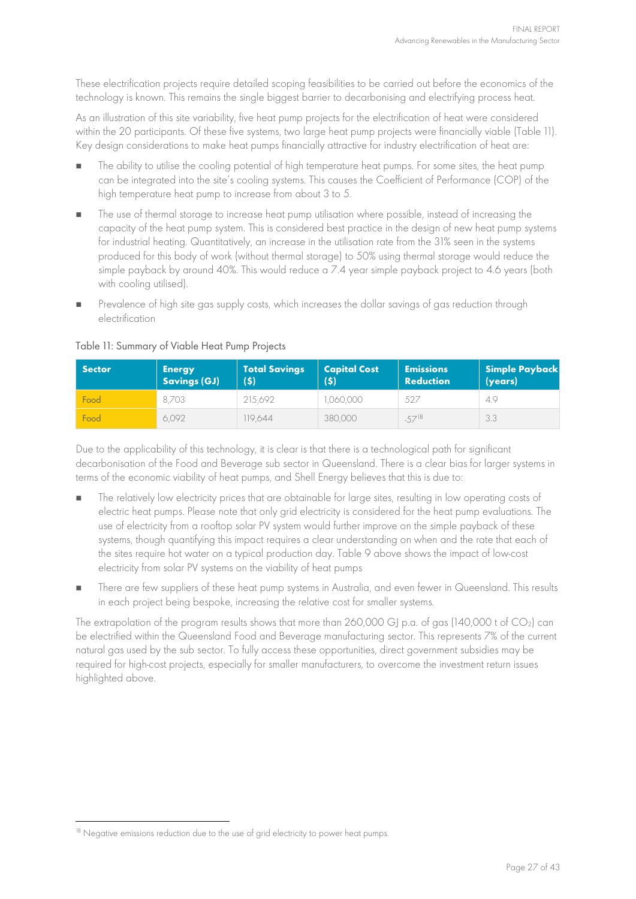These electrification projects require detailed scoping feasibilities to be carried out before the economics of the technology is known. This remains the single biggest barrier to decarbonising and electrifying process heat.

As an illustration of this site variability, five heat pump projects for the electrification of heat were considered within the 20 participants. Of these five systems, two large heat pump projects were financially viable (Table 11). Key design considerations to make heat pumps financially attractive for industry electrification of heat are:

- The ability to utilise the cooling potential of high temperature heat pumps. For some sites, the heat pump can be integrated into the site's cooling systems. This causes the Coefficient of Performance (COP) of the high temperature heat pump to increase from about 3 to 5.
- The use of thermal storage to increase heat pump utilisation where possible, instead of increasing the capacity of the heat pump system. This is considered best practice in the design of new heat pump systems for industrial heating. Quantitatively, an increase in the utilisation rate from the 31% seen in the systems produced for this body of work (without thermal storage) to 50% using thermal storage would reduce the simple payback by around 40%. This would reduce a 7.4 year simple payback project to 4.6 years (both with cooling utilised).
- Prevalence of high site gas supply costs, which increases the dollar savings of gas reduction through electrification

Table 11: Summary of Viable Heat Pump Projects

| Sector | Energy Savings (GJ) | Total Savings ($) | Capital Cost ($) | Emissions Reduction | Simple Payback (years) |
|---|---|---|---|---|---|
| Food | 8,703 | 215,692 | 1,060,000 | 527 | 4.9 |
| Food | 6,092 | 119,644 | 380,000 | -57[18] | 3.3 |

Due to the applicability of this technology, it is clear is that there is a technological path for significant decarbonisation of the Food and Beverage sub sector in Queensland. There is a clear bias for larger systems in terms of the economic viability of heat pumps, and Shell Energy believes that this is due to:

- The relatively low electricity prices that are obtainable for large sites, resulting in low operating costs of electric heat pumps. Please note that only grid electricity is considered for the heat pump evaluations. The use of electricity from a rooftop solar PV system would further improve on the simple payback of these systems, though quantifying this impact requires a clear understanding on when and the rate that each of the sites require hot water on a typical production day. Table 9 above shows the impact of low-cost electricity from solar PV systems on the viability of heat pumps
- There are few suppliers of these heat pump systems in Australia, and even fewer in Queensland. This results in each project being bespoke, increasing the relative cost for smaller systems.

The extrapolation of the program results shows that more than 260,000 GJ p.a. of gas (140,000 t of $CO_2$) can be electrified within the Queensland Food and Beverage manufacturing sector. This represents 7% of the current natural gas used by the sub sector. To fully access these opportunities, direct government subsidies may be required for high-cost projects, especially for smaller manufacturers, to overcome the investment return issues highlighted above.

[18] Negative emissions reduction due to the use of grid electricity to power heat pumps.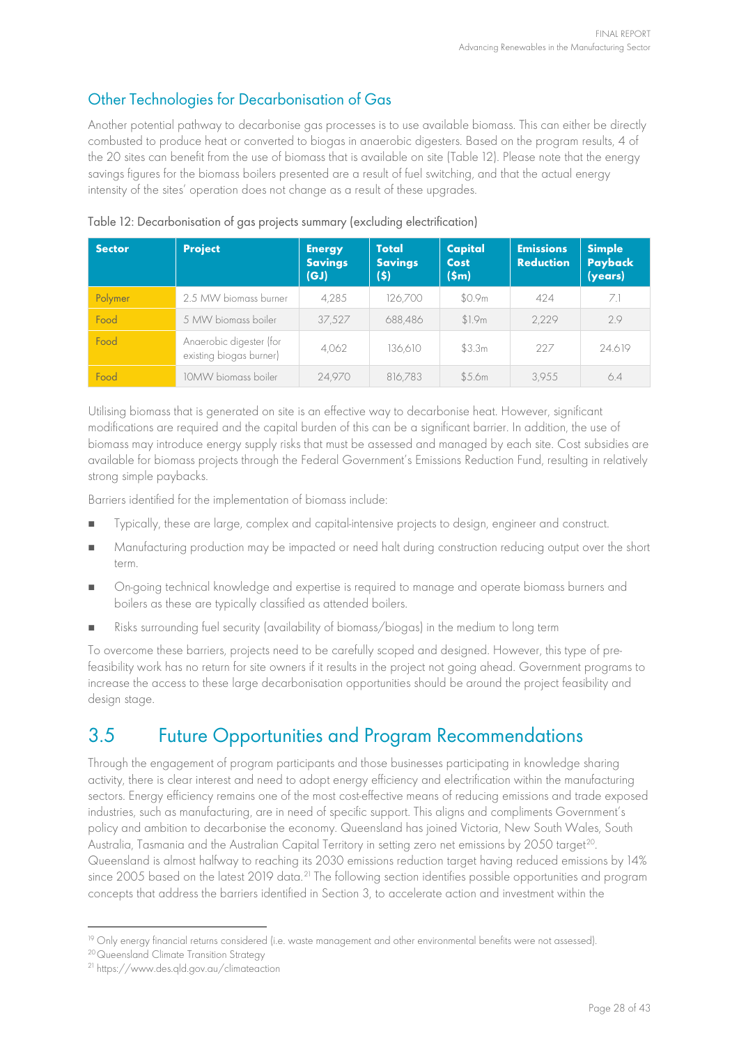## Other Technologies for Decarbonisation of Gas

Another potential pathway to decarbonise gas processes is to use available biomass. This can either be directly combusted to produce heat or converted to biogas in anaerobic digesters. Based on the program results, 4 of the 20 sites can benefit from the use of biomass that is available on site (Table 12). Please note that the energy savings figures for the biomass boilers presented are a result of fuel switching, and that the actual energy intensity of the sites' operation does not change as a result of these upgrades.

Table 12: Decarbonisation of gas projects summary (excluding electrification)

| Sector | Project | Energy Savings (GJ) | Total Savings ($) | Capital Cost ($m) | Emissions Reduction | Simple Payback (years) |
|---|---|---|---|---|---|---|
| Polymer | 2.5 MW biomass burner | 4,285 | 126,700 | $0.9m | 424 | 7.1 |
| Food | 5 MW biomass boiler | 37,527 | 688,486 | $1.9m | 2,229 | 2.9 |
| Food | Anaerobic digester (for existing biogas burner) | 4,062 | 136,610 | $3.3m | 227 | 24.6[19] |
| Food | 10MW biomass boiler | 24,970 | 816,783 | $5.6m | 3,955 | 6.4 |

Utilising biomass that is generated on site is an effective way to decarbonise heat. However, significant modifications are required and the capital burden of this can be a significant barrier. In addition, the use of biomass may introduce energy supply risks that must be assessed and managed by each site. Cost subsidies are available for biomass projects through the Federal Government's Emissions Reduction Fund, resulting in relatively strong simple paybacks.

Barriers identified for the implementation of biomass include:

- Typically, these are large, complex and capital-intensive projects to design, engineer and construct.
- Manufacturing production may be impacted or need halt during construction reducing output over the short term.
- On-going technical knowledge and expertise is required to manage and operate biomass burners and boilers as these are typically classified as attended boilers.
- Risks surrounding fuel security (availability of biomass/biogas) in the medium to long term

To overcome these barriers, projects need to be carefully scoped and designed. However, this type of pre-feasibility work has no return for site owners if it results in the project not going ahead. Government programs to increase the access to these large decarbonisation opportunities should be around the project feasibility and design stage.

# 3.5 Future Opportunities and Program Recommendations

Through the engagement of program participants and those businesses participating in knowledge sharing activity, there is clear interest and need to adopt energy efficiency and electrification within the manufacturing sectors. Energy efficiency remains one of the most cost-effective means of reducing emissions and trade exposed industries, such as manufacturing, are in need of specific support. This aligns and compliments Government's policy and ambition to decarbonise the economy. Queensland has joined Victoria, New South Wales, South Australia, Tasmania and the Australian Capital Territory in setting zero net emissions by 2050 target[20]. Queensland is almost halfway to reaching its 2030 emissions reduction target having reduced emissions by 14% since 2005 based on the latest 2019 data.[21] The following section identifies possible opportunities and program concepts that address the barriers identified in Section 3, to accelerate action and investment within the

---

[19] Only energy financial returns considered (i.e. waste management and other environmental benefits were not assessed).

[20] Queensland Climate Transition Strategy

[21] https://www.des.qld.gov.au/climateaction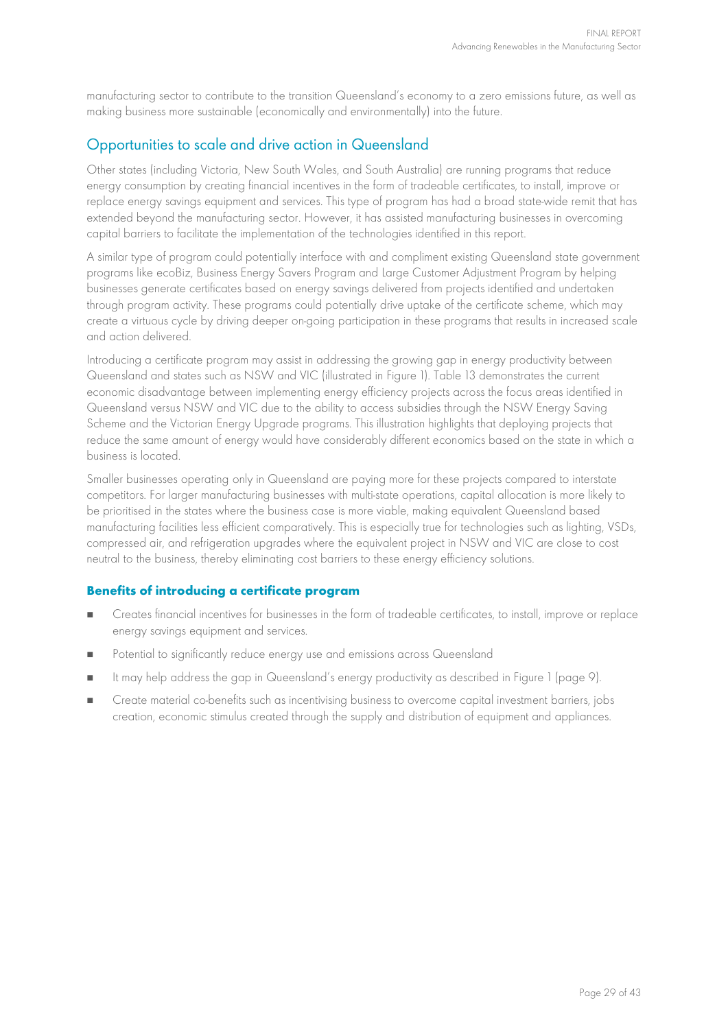manufacturing sector to contribute to the transition Queensland's economy to a zero emissions future, as well as making business more sustainable (economically and environmentally) into the future.

## Opportunities to scale and drive action in Queensland

Other states (including Victoria, New South Wales, and South Australia) are running programs that reduce energy consumption by creating financial incentives in the form of tradeable certificates, to install, improve or replace energy savings equipment and services. This type of program has had a broad state-wide remit that has extended beyond the manufacturing sector. However, it has assisted manufacturing businesses in overcoming capital barriers to facilitate the implementation of the technologies identified in this report.

A similar type of program could potentially interface with and compliment existing Queensland state government programs like ecoBiz, Business Energy Savers Program and Large Customer Adjustment Program by helping businesses generate certificates based on energy savings delivered from projects identified and undertaken through program activity. These programs could potentially drive uptake of the certificate scheme, which may create a virtuous cycle by driving deeper on-going participation in these programs that results in increased scale and action delivered.

Introducing a certificate program may assist in addressing the growing gap in energy productivity between Queensland and states such as NSW and VIC (illustrated in Figure 1). Table 13 demonstrates the current economic disadvantage between implementing energy efficiency projects across the focus areas identified in Queensland versus NSW and VIC due to the ability to access subsidies through the NSW Energy Saving Scheme and the Victorian Energy Upgrade programs. This illustration highlights that deploying projects that reduce the same amount of energy would have considerably different economics based on the state in which a business is located.

Smaller businesses operating only in Queensland are paying more for these projects compared to interstate competitors. For larger manufacturing businesses with multi-state operations, capital allocation is more likely to be prioritised in the states where the business case is more viable, making equivalent Queensland based manufacturing facilities less efficient comparatively. This is especially true for technologies such as lighting, VSDs, compressed air, and refrigeration upgrades where the equivalent project in NSW and VIC are close to cost neutral to the business, thereby eliminating cost barriers to these energy efficiency solutions.

### Benefits of introducing a certificate program

- Creates financial incentives for businesses in the form of tradeable certificates, to install, improve or replace energy savings equipment and services.
- Potential to significantly reduce energy use and emissions across Queensland
- It may help address the gap in Queensland's energy productivity as described in Figure 1 (page 9).
- Create material co-benefits such as incentivising business to overcome capital investment barriers, jobs creation, economic stimulus created through the supply and distribution of equipment and appliances.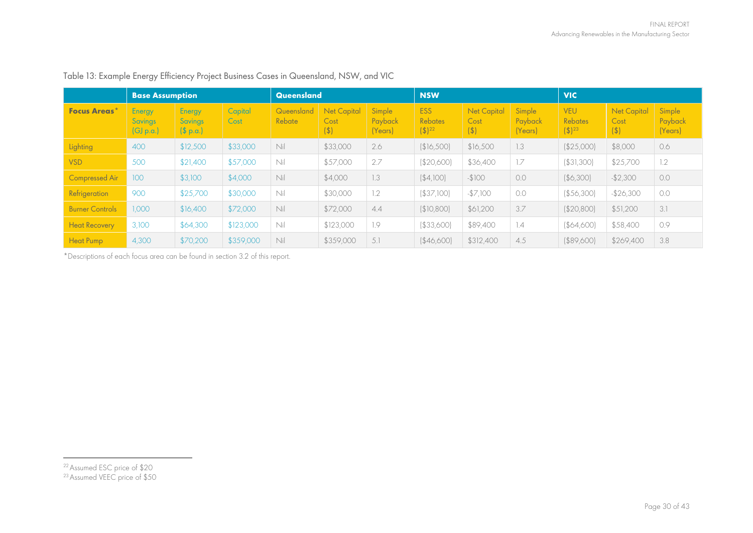Table 13: Example Energy Efficiency Project Business Cases in Queensland, NSW, and VIC

| | Base Assumption | | | Queensland | | | NSW | | | VIC | | |
|---|---|---|---|---|---|---|---|---|---|---|---|---|
| Focus Areas* | Energy Savings (GJ p.a.) | Energy Savings ($ p.a.) | Capital Cost | Queensland Rebate | Net Capital Cost ($) | Simple Payback (Years) | ESS Rebates ($)[22] | Net Capital Cost ($) | Simple Payback (Years) | VEU Rebates ($)[23] | Net Capital Cost ($) | Simple Payback (Years) |
| Lighting | 400 | $12,500 | $33,000 | Nil | $33,000 | 2.6 | ($16,500) | $16,500 | 1.3 | ($25,000) | $8,000 | 0.6 |
| VSD | 500 | $21,400 | $57,000 | Nil | $57,000 | 2.7 | ($20,600) | $36,400 | 1.7 | ($31,300) | $25,700 | 1.2 |
| Compressed Air | 100 | $3,100 | $4,000 | Nil | $4,000 | 1.3 | ($4,100) | -$100 | 0.0 | ($6,300) | -$2,300 | 0.0 |
| Refrigeration | 900 | $25,700 | $30,000 | Nil | $30,000 | 1.2 | ($37,100) | -$7,100 | 0.0 | ($56,300) | -$26,300 | 0.0 |
| Burner Controls | 1,000 | $16,400 | $72,000 | Nil | $72,000 | 4.4 | ($10,800) | $61,200 | 3.7 | ($20,800) | $51,200 | 3.1 |
| Heat Recovery | 3,100 | $64,300 | $123,000 | Nil | $123,000 | 1.9 | ($33,600) | $89,400 | 1.4 | ($64,600) | $58,400 | 0.9 |
| Heat Pump | 4,300 | $70,200 | $359,000 | Nil | $359,000 | 5.1 | ($46,600) | $312,400 | 4.5 | ($89,600) | $269,400 | 3.8 |

*Descriptions of each focus area can be found in section 3.2 of this report.

[22] Assumed ESC price of $20

[23] Assumed VEEC price of $50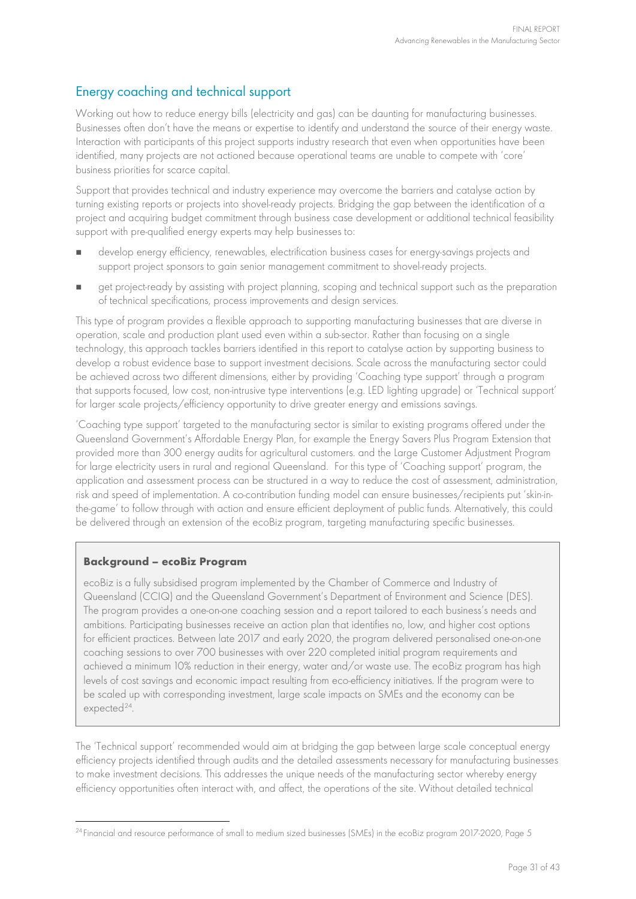## Energy coaching and technical support

Working out how to reduce energy bills (electricity and gas) can be daunting for manufacturing businesses. Businesses often don't have the means or expertise to identify and understand the source of their energy waste. Interaction with participants of this project supports industry research that even when opportunities have been identified, many projects are not actioned because operational teams are unable to compete with 'core' business priorities for scarce capital.

Support that provides technical and industry experience may overcome the barriers and catalyse action by turning existing reports or projects into shovel-ready projects. Bridging the gap between the identification of a project and acquiring budget commitment through business case development or additional technical feasibility support with pre-qualified energy experts may help businesses to:

- develop energy efficiency, renewables, electrification business cases for energy-savings projects and support project sponsors to gain senior management commitment to shovel-ready projects.
- get project-ready by assisting with project planning, scoping and technical support such as the preparation of technical specifications, process improvements and design services.

This type of program provides a flexible approach to supporting manufacturing businesses that are diverse in operation, scale and production plant used even within a sub-sector. Rather than focusing on a single technology, this approach tackles barriers identified in this report to catalyse action by supporting business to develop a robust evidence base to support investment decisions. Scale across the manufacturing sector could be achieved across two different dimensions, either by providing 'Coaching type support' through a program that supports focused, low cost, non-intrusive type interventions (e.g. LED lighting upgrade) or 'Technical support' for larger scale projects/efficiency opportunity to drive greater energy and emissions savings.

'Coaching type support' targeted to the manufacturing sector is similar to existing programs offered under the Queensland Government's Affordable Energy Plan, for example the Energy Savers Plus Program Extension that provided more than 300 energy audits for agricultural customers. and the Large Customer Adjustment Program for large electricity users in rural and regional Queensland. For this type of 'Coaching support' program, the application and assessment process can be structured in a way to reduce the cost of assessment, administration, risk and speed of implementation. A co-contribution funding model can ensure businesses/recipients put 'skin-in-the-game' to follow through with action and ensure efficient deployment of public funds. Alternatively, this could be delivered through an extension of the ecoBiz program, targeting manufacturing specific businesses.

> **Background – ecoBiz Program**
>
> ecoBiz is a fully subsidised program implemented by the Chamber of Commerce and Industry of Queensland (CCIQ) and the Queensland Government's Department of Environment and Science (DES). The program provides a one-on-one coaching session and a report tailored to each business's needs and ambitions. Participating businesses receive an action plan that identifies no, low, and higher cost options for efficient practices. Between late 2017 and early 2020, the program delivered personalised one-on-one coaching sessions to over 700 businesses with over 220 completed initial program requirements and achieved a minimum 10% reduction in their energy, water and/or waste use. The ecoBiz program has high levels of cost savings and economic impact resulting from eco-efficiency initiatives. If the program were to be scaled up with corresponding investment, large scale impacts on SMEs and the economy can be expected[24].

The 'Technical support' recommended would aim at bridging the gap between large scale conceptual energy efficiency projects identified through audits and the detailed assessments necessary for manufacturing businesses to make investment decisions. This addresses the unique needs of the manufacturing sector whereby energy efficiency opportunities often interact with, and affect, the operations of the site. Without detailed technical

[24] Financial and resource performance of small to medium sized businesses (SMEs) in the ecoBiz program 2017-2020, Page 5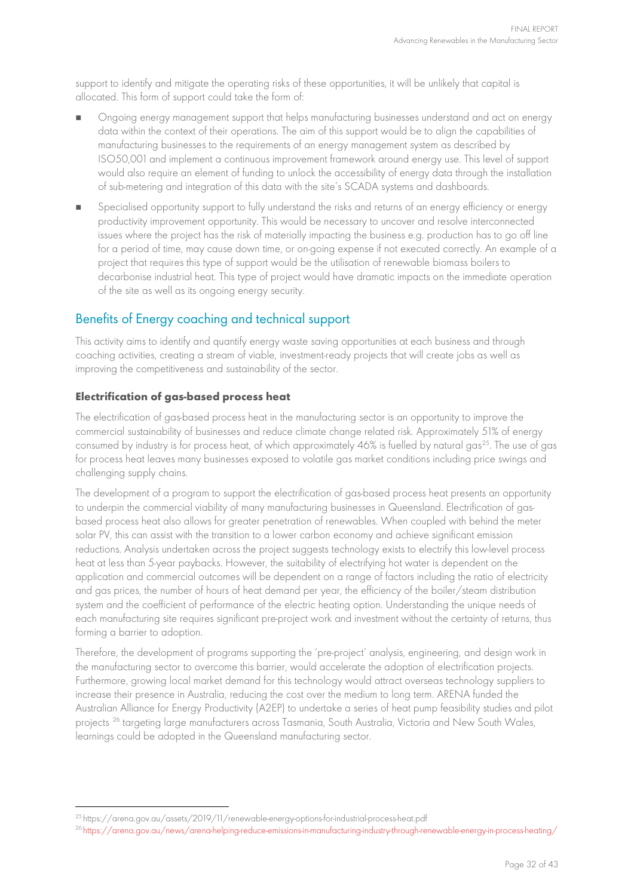support to identify and mitigate the operating risks of these opportunities, it will be unlikely that capital is allocated. This form of support could take the form of:

- Ongoing energy management support that helps manufacturing businesses understand and act on energy data within the context of their operations. The aim of this support would be to align the capabilities of manufacturing businesses to the requirements of an energy management system as described by ISO50,001 and implement a continuous improvement framework around energy use. This level of support would also require an element of funding to unlock the accessibility of energy data through the installation of sub-metering and integration of this data with the site's SCADA systems and dashboards.
- Specialised opportunity support to fully understand the risks and returns of an energy efficiency or energy productivity improvement opportunity. This would be necessary to uncover and resolve interconnected issues where the project has the risk of materially impacting the business e.g. production has to go off line for a period of time, may cause down time, or on-going expense if not executed correctly. An example of a project that requires this type of support would be the utilisation of renewable biomass boilers to decarbonise industrial heat. This type of project would have dramatic impacts on the immediate operation of the site as well as its ongoing energy security.

## Benefits of Energy coaching and technical support

This activity aims to identify and quantify energy waste saving opportunities at each business and through coaching activities, creating a stream of viable, investment-ready projects that will create jobs as well as improving the competitiveness and sustainability of the sector.

### Electrification of gas-based process heat

The electrification of gas-based process heat in the manufacturing sector is an opportunity to improve the commercial sustainability of businesses and reduce climate change related risk. Approximately 51% of energy consumed by industry is for process heat, of which approximately 46% is fuelled by natural gas[25]. The use of gas for process heat leaves many businesses exposed to volatile gas market conditions including price swings and challenging supply chains.

The development of a program to support the electrification of gas-based process heat presents an opportunity to underpin the commercial viability of many manufacturing businesses in Queensland. Electrification of gas-based process heat also allows for greater penetration of renewables. When coupled with behind the meter solar PV, this can assist with the transition to a lower carbon economy and achieve significant emission reductions. Analysis undertaken across the project suggests technology exists to electrify this low-level process heat at less than 5-year paybacks. However, the suitability of electrifying hot water is dependent on the application and commercial outcomes will be dependent on a range of factors including the ratio of electricity and gas prices, the number of hours of heat demand per year, the efficiency of the boiler/steam distribution system and the coefficient of performance of the electric heating option. Understanding the unique needs of each manufacturing site requires significant pre-project work and investment without the certainty of returns, thus forming a barrier to adoption.

Therefore, the development of programs supporting the 'pre-project' analysis, engineering, and design work in the manufacturing sector to overcome this barrier, would accelerate the adoption of electrification projects. Furthermore, growing local market demand for this technology would attract overseas technology suppliers to increase their presence in Australia, reducing the cost over the medium to long term. ARENA funded the Australian Alliance for Energy Productivity (A2EP) to undertake a series of heat pump feasibility studies and pilot projects [26] targeting large manufacturers across Tasmania, South Australia, Victoria and New South Wales, learnings could be adopted in the Queensland manufacturing sector.

[25] https://arena.gov.au/assets/2019/11/renewable-energy-options-for-industrial-process-heat.pdf

[26] https://arena.gov.au/news/arena-helping-reduce-emissions-in-manufacturing-industry-through-renewable-energy-in-process-heating/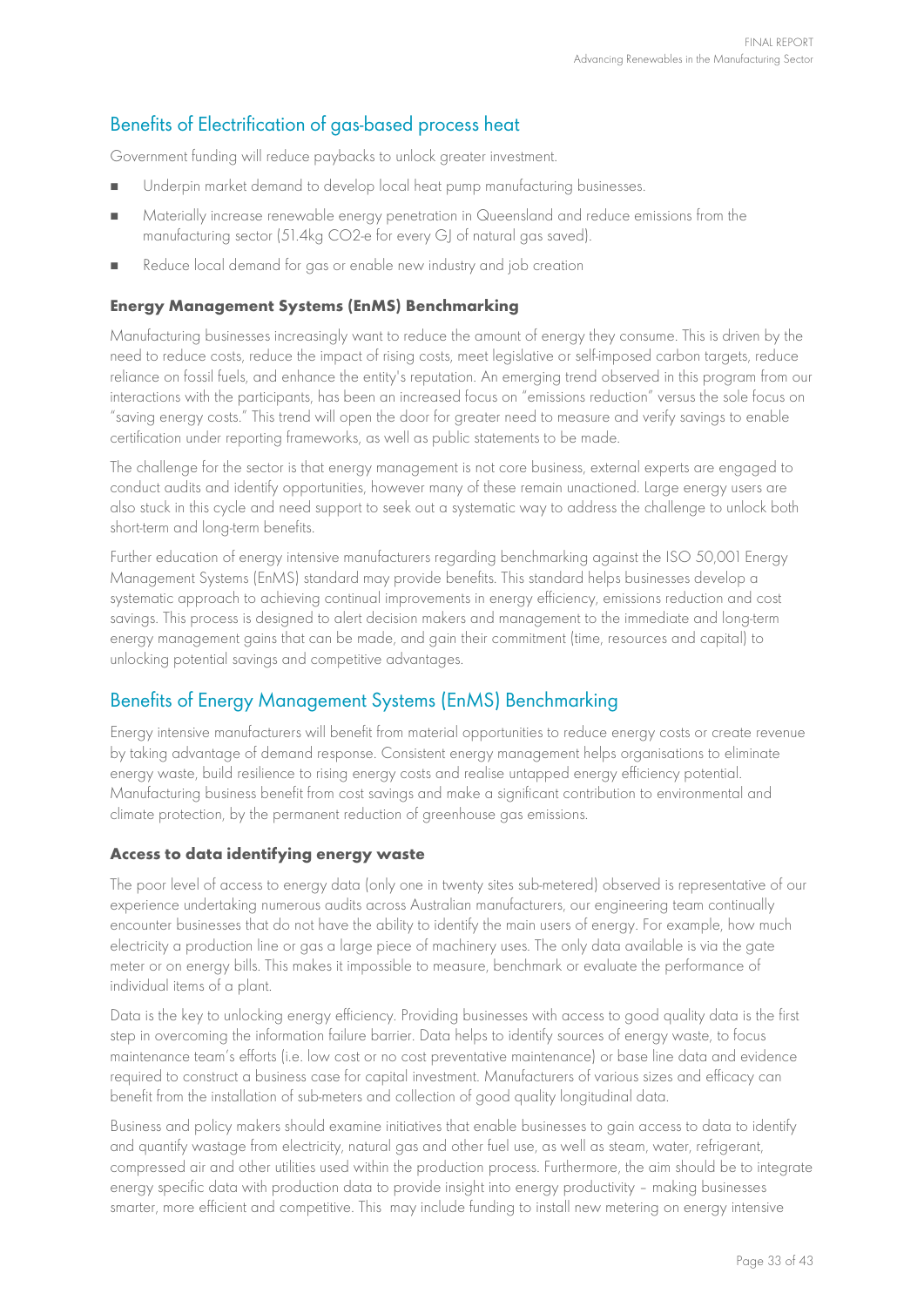## Benefits of Electrification of gas-based process heat

Government funding will reduce paybacks to unlock greater investment.

- Underpin market demand to develop local heat pump manufacturing businesses.
- Materially increase renewable energy penetration in Queensland and reduce emissions from the manufacturing sector (51.4kg $CO_2$-e for every GJ of natural gas saved).
- Reduce local demand for gas or enable new industry and job creation

### Energy Management Systems (EnMS) Benchmarking

Manufacturing businesses increasingly want to reduce the amount of energy they consume. This is driven by the need to reduce costs, reduce the impact of rising costs, meet legislative or self-imposed carbon targets, reduce reliance on fossil fuels, and enhance the entity's reputation. An emerging trend observed in this program from our interactions with the participants, has been an increased focus on "emissions reduction" versus the sole focus on "saving energy costs." This trend will open the door for greater need to measure and verify savings to enable certification under reporting frameworks, as well as public statements to be made.

The challenge for the sector is that energy management is not core business, external experts are engaged to conduct audits and identify opportunities, however many of these remain unactioned. Large energy users are also stuck in this cycle and need support to seek out a systematic way to address the challenge to unlock both short-term and long-term benefits.

Further education of energy intensive manufacturers regarding benchmarking against the ISO 50,001 Energy Management Systems (EnMS) standard may provide benefits. This standard helps businesses develop a systematic approach to achieving continual improvements in energy efficiency, emissions reduction and cost savings. This process is designed to alert decision makers and management to the immediate and long-term energy management gains that can be made, and gain their commitment (time, resources and capital) to unlocking potential savings and competitive advantages.

## Benefits of Energy Management Systems (EnMS) Benchmarking

Energy intensive manufacturers will benefit from material opportunities to reduce energy costs or create revenue by taking advantage of demand response. Consistent energy management helps organisations to eliminate energy waste, build resilience to rising energy costs and realise untapped energy efficiency potential. Manufacturing business benefit from cost savings and make a significant contribution to environmental and climate protection, by the permanent reduction of greenhouse gas emissions.

### Access to data identifying energy waste

The poor level of access to energy data (only one in twenty sites sub-metered) observed is representative of our experience undertaking numerous audits across Australian manufacturers, our engineering team continually encounter businesses that do not have the ability to identify the main users of energy. For example, how much electricity a production line or gas a large piece of machinery uses. The only data available is via the gate meter or on energy bills. This makes it impossible to measure, benchmark or evaluate the performance of individual items of a plant.

Data is the key to unlocking energy efficiency. Providing businesses with access to good quality data is the first step in overcoming the information failure barrier. Data helps to identify sources of energy waste, to focus maintenance team's efforts (i.e. low cost or no cost preventative maintenance) or base line data and evidence required to construct a business case for capital investment. Manufacturers of various sizes and efficacy can benefit from the installation of sub-meters and collection of good quality longitudinal data.

Business and policy makers should examine initiatives that enable businesses to gain access to data to identify and quantify wastage from electricity, natural gas and other fuel use, as well as steam, water, refrigerant, compressed air and other utilities used within the production process. Furthermore, the aim should be to integrate energy specific data with production data to provide insight into energy productivity – making businesses smarter, more efficient and competitive. This may include funding to install new metering on energy intensive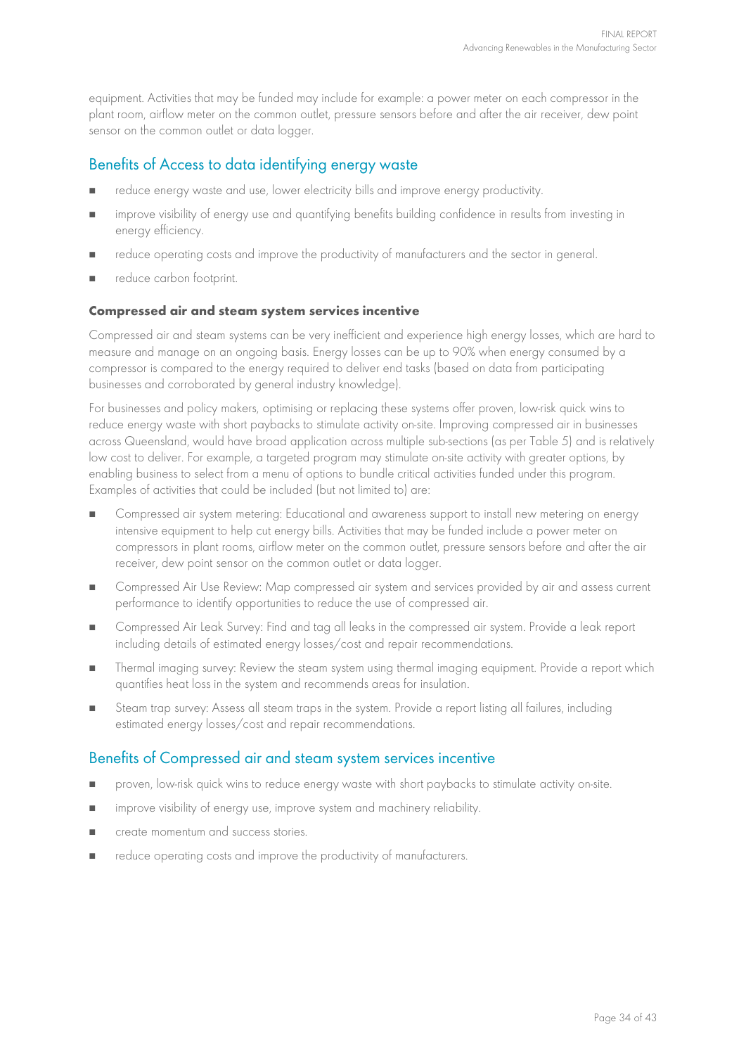equipment. Activities that may be funded may include for example: a power meter on each compressor in the plant room, airflow meter on the common outlet, pressure sensors before and after the air receiver, dew point sensor on the common outlet or data logger.

## Benefits of Access to data identifying energy waste

- reduce energy waste and use, lower electricity bills and improve energy productivity.
- improve visibility of energy use and quantifying benefits building confidence in results from investing in energy efficiency.
- reduce operating costs and improve the productivity of manufacturers and the sector in general.
- reduce carbon footprint.

### Compressed air and steam system services incentive

Compressed air and steam systems can be very inefficient and experience high energy losses, which are hard to measure and manage on an ongoing basis. Energy losses can be up to 90% when energy consumed by a compressor is compared to the energy required to deliver end tasks (based on data from participating businesses and corroborated by general industry knowledge).

For businesses and policy makers, optimising or replacing these systems offer proven, low-risk quick wins to reduce energy waste with short paybacks to stimulate activity on-site. Improving compressed air in businesses across Queensland, would have broad application across multiple sub-sections (as per Table 5) and is relatively low cost to deliver. For example, a targeted program may stimulate on-site activity with greater options, by enabling business to select from a menu of options to bundle critical activities funded under this program. Examples of activities that could be included (but not limited to) are:

- Compressed air system metering: Educational and awareness support to install new metering on energy intensive equipment to help cut energy bills. Activities that may be funded include a power meter on compressors in plant rooms, airflow meter on the common outlet, pressure sensors before and after the air receiver, dew point sensor on the common outlet or data logger.
- Compressed Air Use Review: Map compressed air system and services provided by air and assess current performance to identify opportunities to reduce the use of compressed air.
- Compressed Air Leak Survey: Find and tag all leaks in the compressed air system. Provide a leak report including details of estimated energy losses/cost and repair recommendations.
- Thermal imaging survey: Review the steam system using thermal imaging equipment. Provide a report which quantifies heat loss in the system and recommends areas for insulation.
- Steam trap survey: Assess all steam traps in the system. Provide a report listing all failures, including estimated energy losses/cost and repair recommendations.

## Benefits of Compressed air and steam system services incentive

- proven, low-risk quick wins to reduce energy waste with short paybacks to stimulate activity on-site.
- improve visibility of energy use, improve system and machinery reliability.
- create momentum and success stories.
- reduce operating costs and improve the productivity of manufacturers.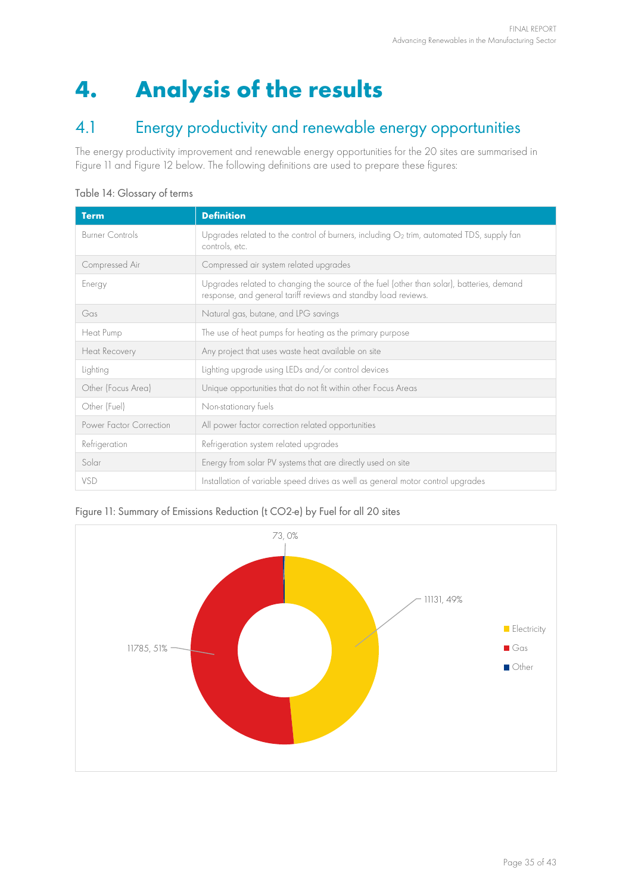# 4. Analysis of the results

## 4.1 Energy productivity and renewable energy opportunities

The energy productivity improvement and renewable energy opportunities for the 20 sites are summarised in Figure 11 and Figure 12 below. The following definitions are used to prepare these figures:

Table 14: Glossary of terms

| Term | Definition |
|---|---|
| Burner Controls | Upgrades related to the control of burners, including $O_2$ trim, automated TDS, supply fan controls, etc. |
| Compressed Air | Compressed air system related upgrades |
| Energy | Upgrades related to changing the source of the fuel (other than solar), batteries, demand response, and general tariff reviews and standby load reviews. |
| Gas | Natural gas, butane, and LPG savings |
| Heat Pump | The use of heat pumps for heating as the primary purpose |
| Heat Recovery | Any project that uses waste heat available on site |
| Lighting | Lighting upgrade using LEDs and/or control devices |
| Other (Focus Area) | Unique opportunities that do not fit within other Focus Areas |
| Other (Fuel) | Non-stationary fuels |
| Power Factor Correction | All power factor correction related opportunities |
| Refrigeration | Refrigeration system related upgrades |
| Solar | Energy from solar PV systems that are directly used on site |
| VSD | Installation of variable speed drives as well as general motor control upgrades |

Figure 11: Summary of Emissions Reduction (t CO2-e) by Fuel for all 20 sites

| Fuel | t CO2-e | % |
|---|---|---|
| Electricity | 11131 | 49% |
| Gas | 11785 | 51% |
| Other | 73 | 0% |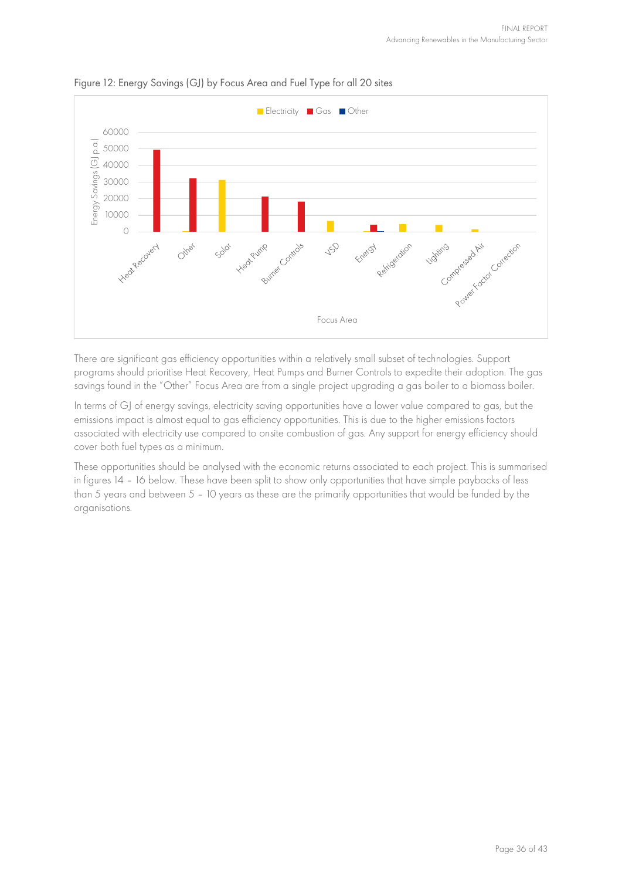Figure 12: Energy Savings (GJ) by Focus Area and Fuel Type for all 20 sites

There are significant gas efficiency opportunities within a relatively small subset of technologies. Support programs should prioritise Heat Recovery, Heat Pumps and Burner Controls to expedite their adoption. The gas savings found in the "Other" Focus Area are from a single project upgrading a gas boiler to a biomass boiler.

In terms of GJ of energy savings, electricity saving opportunities have a lower value compared to gas, but the emissions impact is almost equal to gas efficiency opportunities. This is due to the higher emissions factors associated with electricity use compared to onsite combustion of gas. Any support for energy efficiency should cover both fuel types as a minimum.

These opportunities should be analysed with the economic returns associated to each project. This is summarised in figures 14 – 16 below. These have been split to show only opportunities that have simple paybacks of less than 5 years and between 5 – 10 years as these are the primarily opportunities that would be funded by the organisations.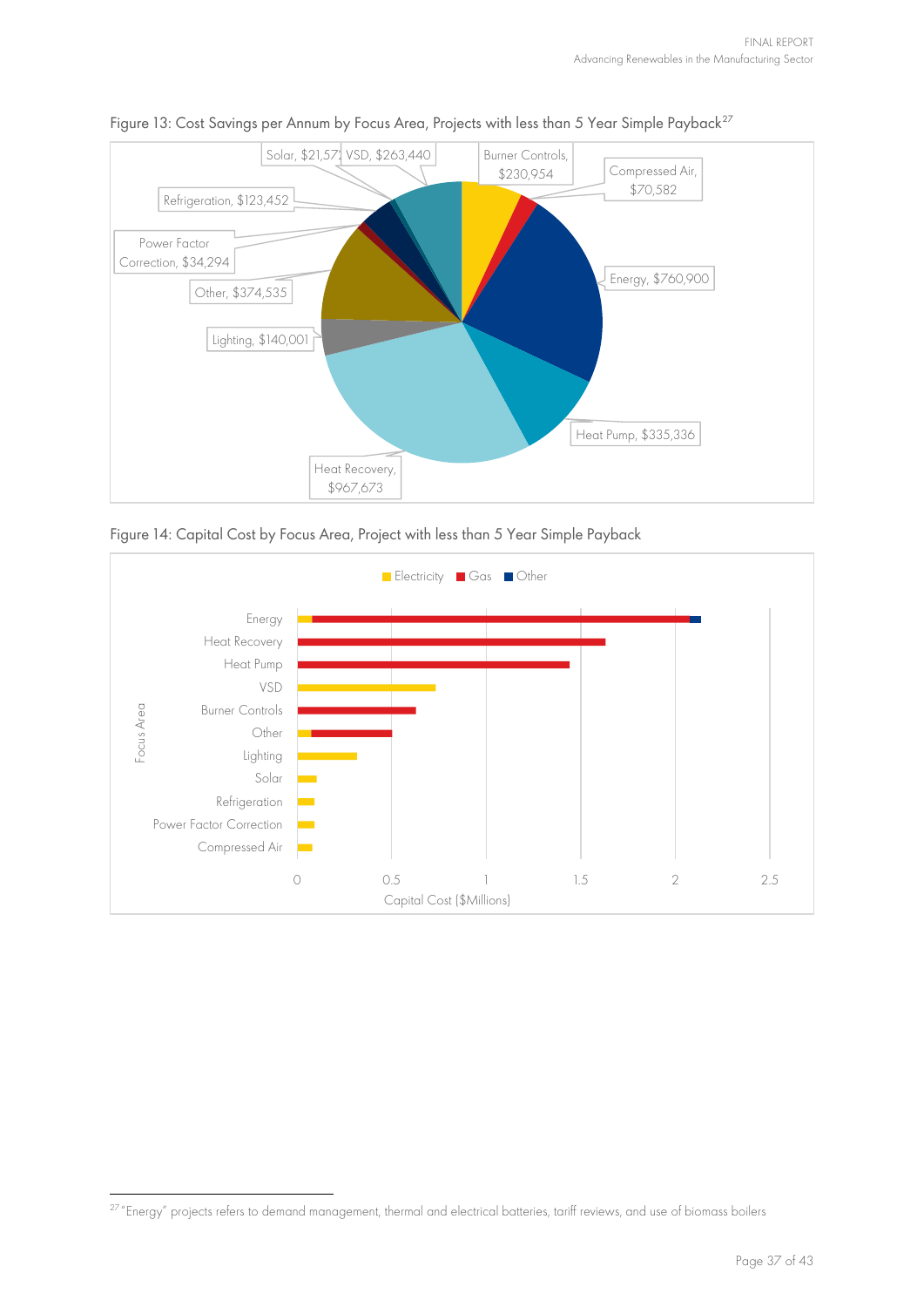Figure 13: Cost Savings per Annum by Focus Area, Projects with less than 5 Year Simple Payback[27]

Solar, $21,572 | VSD, $263,440 | Burner Controls, $230,954 | Compressed Air, $70,582 | Refrigeration, $123,452 | Power Factor Correction, $34,294 | Other, $374,535 | Energy, $760,900 | Lighting, $140,001 | Heat Pump, $335,336 | Heat Recovery, $967,673

Figure 14: Capital Cost by Focus Area, Project with less than 5 Year Simple Payback

Legend: Electricity, Gas, Other

Focus Area: Energy, Heat Recovery, Heat Pump, VSD, Burner Controls, Other, Lighting, Solar, Refrigeration, Power Factor Correction, Compressed Air

Capital Cost ($Millions): 0, 0.5, 1, 1.5, 2, 2.5

[27] "Energy" projects refers to demand management, thermal and electrical batteries, tariff reviews, and use of biomass boilers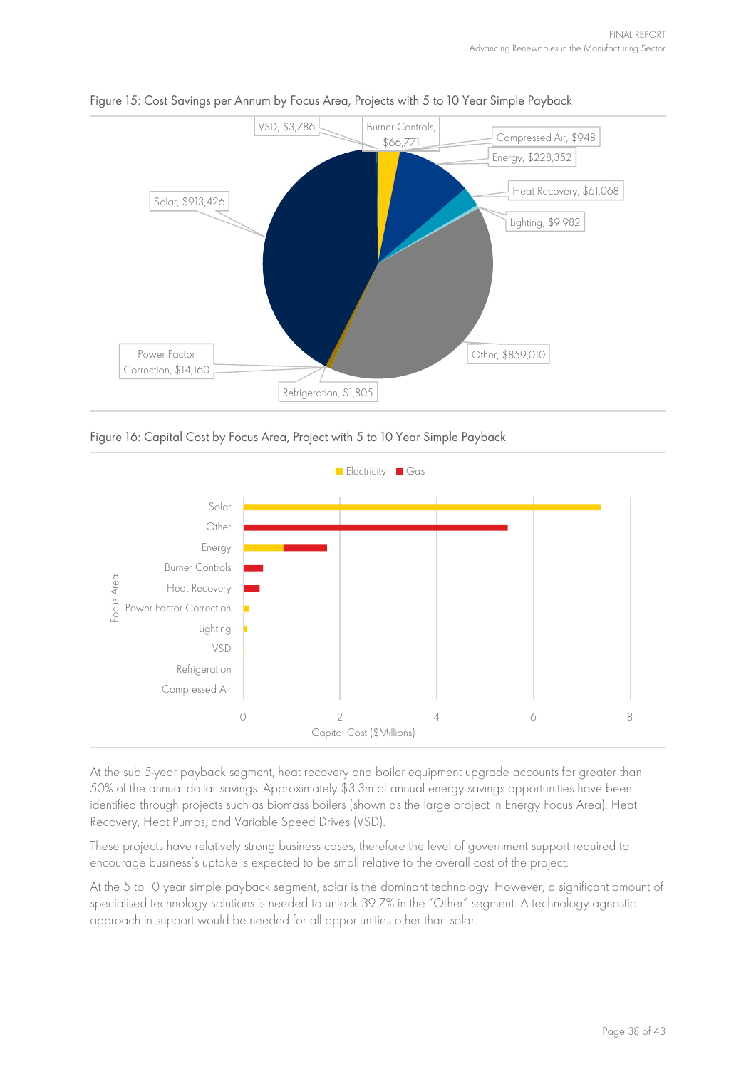Figure 15: Cost Savings per Annum by Focus Area, Projects with 5 to 10 Year Simple Payback

VSD, $3,786
Burner Controls, $66,771
Compressed Air, $948
Energy, $228,352
Heat Recovery, $61,068
Lighting, $9,982
Solar, $913,426
Other, $859,010
Power Factor Correction, $14,160
Refrigeration, $1,805

Figure 16: Capital Cost by Focus Area, Project with 5 to 10 Year Simple Payback

Electricity ■ Gas

Focus Area: Solar, Other, Energy, Burner Controls, Heat Recovery, Power Factor Correction, Lighting, VSD, Refrigeration, Compressed Air

Capital Cost ($Millions): 0, 2, 4, 6, 8

At the sub 5-year payback segment, heat recovery and boiler equipment upgrade accounts for greater than 50% of the annual dollar savings. Approximately $3.3m of annual energy savings opportunities have been identified through projects such as biomass boilers (shown as the large project in Energy Focus Area), Heat Recovery, Heat Pumps, and Variable Speed Drives (VSD).

These projects have relatively strong business cases, therefore the level of government support required to encourage business's uptake is expected to be small relative to the overall cost of the project.

At the 5 to 10 year simple payback segment, solar is the dominant technology. However, a significant amount of specialised technology solutions is needed to unlock 39.7% in the "Other" segment. A technology agnostic approach in support would be needed for all opportunities other than solar.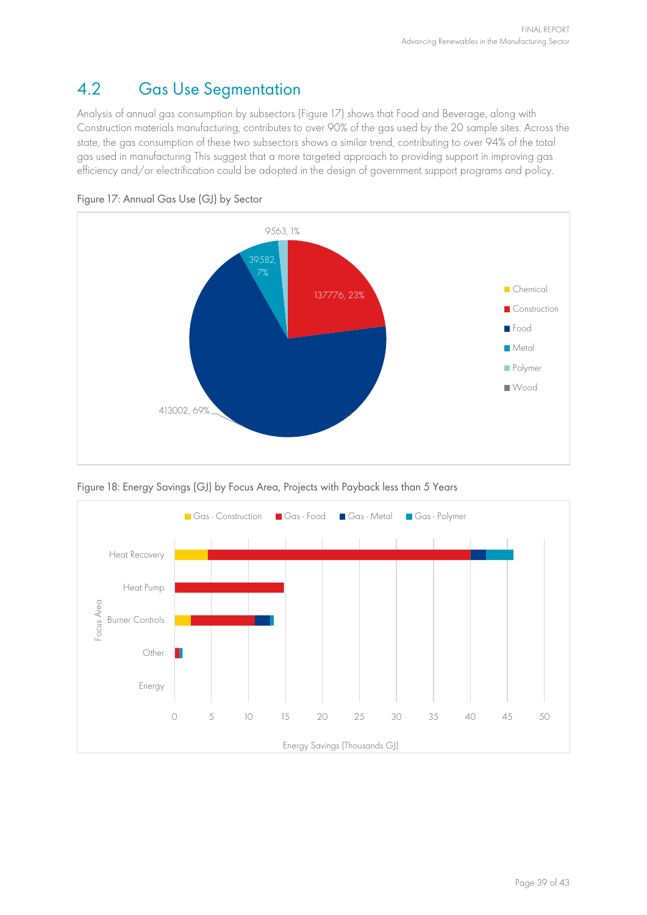## 4.2 Gas Use Segmentation

Analysis of annual gas consumption by subsectors (Figure 17) shows that Food and Beverage, along with Construction materials manufacturing, contributes to over 90% of the gas used by the 20 sample sites. Across the state, the gas consumption of these two subsectors shows a similar trend, contributing to over 94% of the total gas used in manufacturing This suggest that a more targeted approach to providing support in improving gas efficiency and/or electrification could be adopted in the design of government support programs and policy.

Figure 17: Annual Gas Use (GJ) by Sector

Figure 18: Energy Savings (GJ) by Focus Area, Projects with Payback less than 5 Years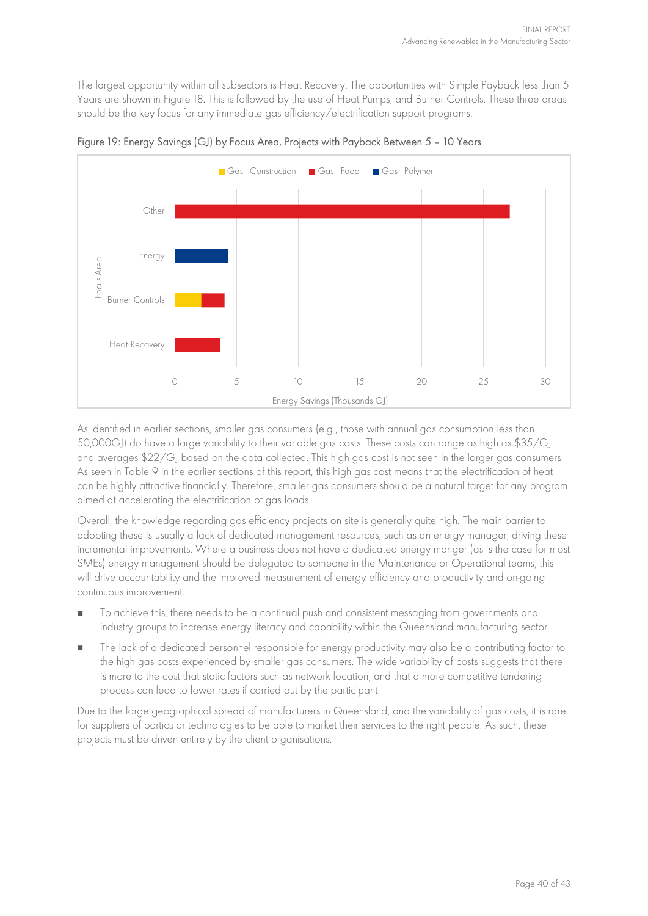The largest opportunity within all subsectors is Heat Recovery. The opportunities with Simple Payback less than 5 Years are shown in Figure 18. This is followed by the use of Heat Pumps, and Burner Controls. These three areas should be the key focus for any immediate gas efficiency/electrification support programs.

Figure 19: Energy Savings (GJ) by Focus Area, Projects with Payback Between 5 – 10 Years

As identified in earlier sections, smaller gas consumers (e.g., those with annual gas consumption less than 50,000GJ) do have a large variability to their variable gas costs. These costs can range as high as $35/GJ and averages $22/GJ based on the data collected. This high gas cost is not seen in the larger gas consumers. As seen in Table 9 in the earlier sections of this report, this high gas cost means that the electrification of heat can be highly attractive financially. Therefore, smaller gas consumers should be a natural target for any program aimed at accelerating the electrification of gas loads.

Overall, the knowledge regarding gas efficiency projects on site is generally quite high. The main barrier to adopting these is usually a lack of dedicated management resources, such as an energy manager, driving these incremental improvements. Where a business does not have a dedicated energy manger (as is the case for most SMEs) energy management should be delegated to someone in the Maintenance or Operational teams, this will drive accountability and the improved measurement of energy efficiency and productivity and on-going continuous improvement.

- To achieve this, there needs to be a continual push and consistent messaging from governments and industry groups to increase energy literacy and capability within the Queensland manufacturing sector.
- The lack of a dedicated personnel responsible for energy productivity may also be a contributing factor to the high gas costs experienced by smaller gas consumers. The wide variability of costs suggests that there is more to the cost that static factors such as network location, and that a more competitive tendering process can lead to lower rates if carried out by the participant.

Due to the large geographical spread of manufacturers in Queensland, and the variability of gas costs, it is rare for suppliers of particular technologies to be able to market their services to the right people. As such, these projects must be driven entirely by the client organisations.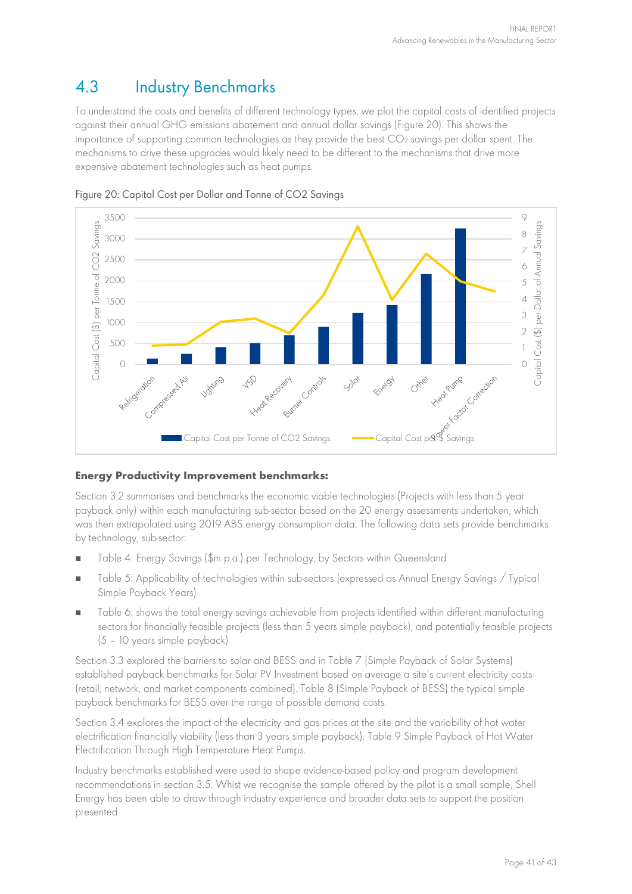## 4.3 Industry Benchmarks

To understand the costs and benefits of different technology types, we plot the capital costs of identified projects against their annual GHG emissions abatement and annual dollar savings (Figure 20). This shows the importance of supporting common technologies as they provide the best $CO_2$ savings per dollar spent. The mechanisms to drive these upgrades would likely need to be different to the mechanisms that drive more expensive abatement technologies such as heat pumps.

Figure 20: Capital Cost per Dollar and Tonne of CO2 Savings

**Energy Productivity Improvement benchmarks:**

Section 3.2 summarises and benchmarks the economic viable technologies (Projects with less than 5 year payback only) within each manufacturing sub-sector based on the 20 energy assessments undertaken, which was then extrapolated using 2019 ABS energy consumption data. The following data sets provide benchmarks by technology, sub-sector:

- Table 4: Energy Savings ($m p.a.) per Technology, by Sectors within Queensland
- Table 5: Applicability of technologies within sub-sectors (expressed as Annual Energy Savings / Typical Simple Payback Years)
- Table 6: shows the total energy savings achievable from projects identified within different manufacturing sectors for financially feasible projects (less than 5 years simple payback), and potentially feasible projects (5 – 10 years simple payback)

Section 3.3 explored the barriers to solar and BESS and in Table 7 (Simple Payback of Solar Systems) established payback benchmarks for Solar PV Investment based on average a site's current electricity costs (retail, network, and market components combined). Table 8 (Simple Payback of BESS) the typical simple payback benchmarks for BESS over the range of possible demand costs.

Section 3.4 explores the impact of the electricity and gas prices at the site and the variability of hot water electrification financially viability (less than 3 years simple payback). Table 9 Simple Payback of Hot Water Electrification Through High Temperature Heat Pumps.

Industry benchmarks established were used to shape evidence-based policy and program development recommendations in section 3.5. Whist we recognise the sample offered by the pilot is a small sample, Shell Energy has been able to draw through industry experience and broader data sets to support the position presented.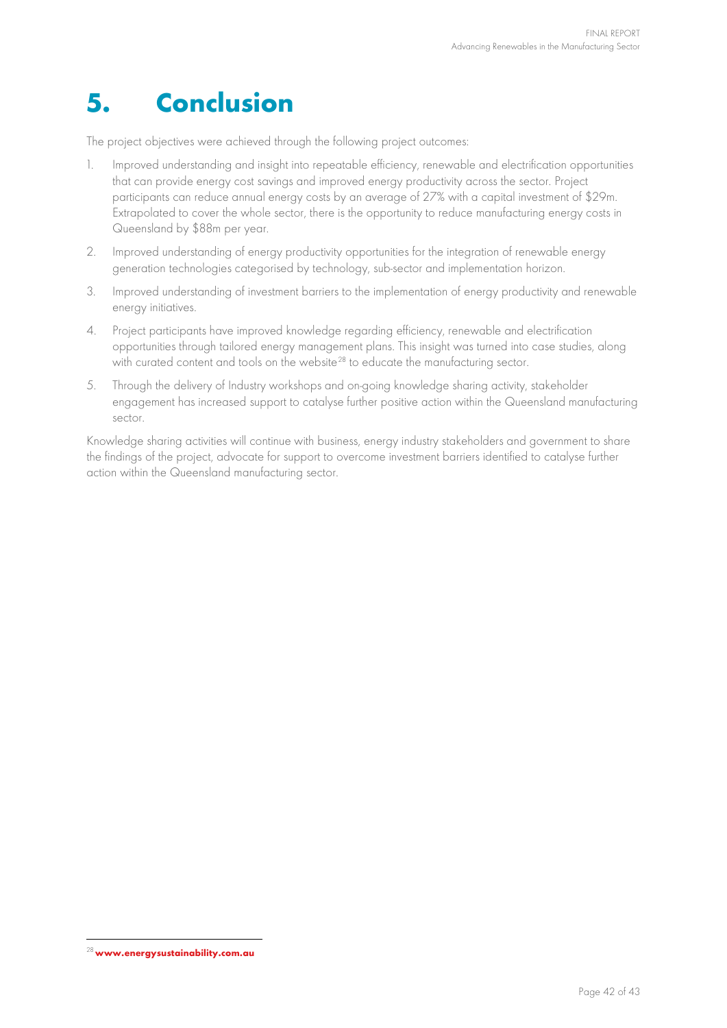# 5. Conclusion

The project objectives were achieved through the following project outcomes:

1. Improved understanding and insight into repeatable efficiency, renewable and electrification opportunities that can provide energy cost savings and improved energy productivity across the sector. Project participants can reduce annual energy costs by an average of 27% with a capital investment of $29m. Extrapolated to cover the whole sector, there is the opportunity to reduce manufacturing energy costs in Queensland by $88m per year.
2. Improved understanding of energy productivity opportunities for the integration of renewable energy generation technologies categorised by technology, sub-sector and implementation horizon.
3. Improved understanding of investment barriers to the implementation of energy productivity and renewable energy initiatives.
4. Project participants have improved knowledge regarding efficiency, renewable and electrification opportunities through tailored energy management plans. This insight was turned into case studies, along with curated content and tools on the website[28] to educate the manufacturing sector.
5. Through the delivery of Industry workshops and on-going knowledge sharing activity, stakeholder engagement has increased support to catalyse further positive action within the Queensland manufacturing sector.

Knowledge sharing activities will continue with business, energy industry stakeholders and government to share the findings of the project, advocate for support to overcome investment barriers identified to catalyse further action within the Queensland manufacturing sector.

---

[28] **www.energysustainability.com.au**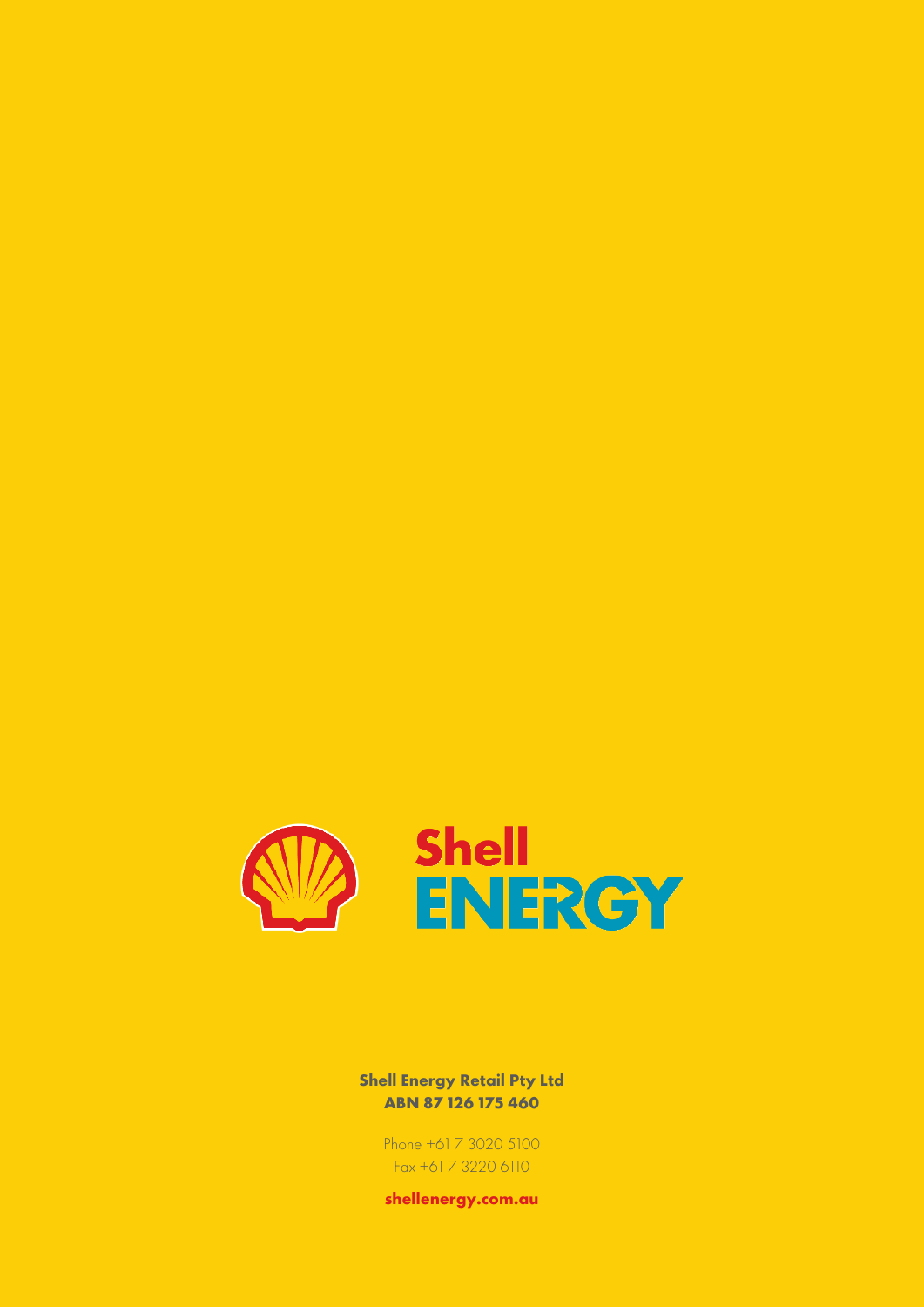Shell ENERGY

**Shell Energy Retail Pty Ltd**
**ABN 87 126 175 460**

Phone +61 7 3020 5100
Fax +61 7 3220 6110

**shellenergy.com.au**